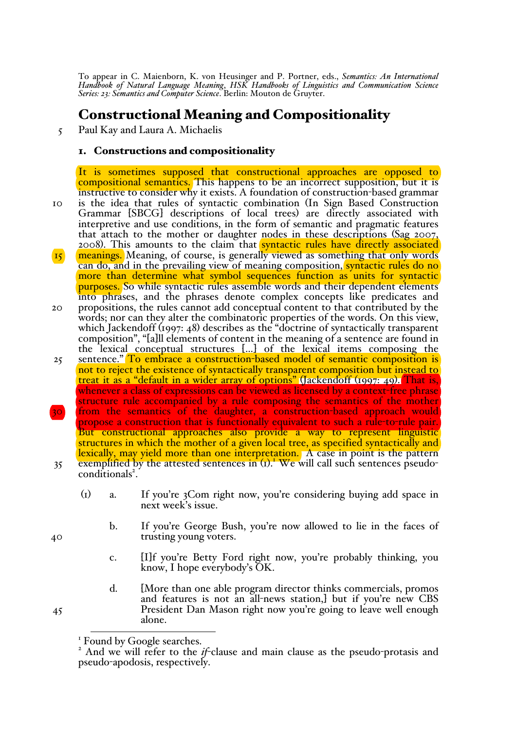To appear in C. Maienborn, K. von Heusinger and P. Portner, eds., *Semantics: An International Handbook of Natural Language Meaning, HSK Handbooks of Linguistics and Communication Science Series: 23: Semantics and Computer Science*. Berlin: Mouton de Gruyter.

# Constructional Meaning and Compositionality

Paul Kay and Laura A. Michaelis

## 1. Constructions and compositionality

It is sometimes supposed that constructional approaches are opposed to compositional semantics. This happens to be an incorrect supposition, but it is instructive to consider why it exists. A foundation of construction-based grammar is the idea that rules of syntactic combination (In Sign Based Construction Grammar [SBCG] descriptions of local trees) are directly associated with interpretive and use conditions, in the form of semantic and pragmatic features that attach to the mother or daughter nodes in these descriptions (Sag 2007, 2008). This amounts to the claim that syntactic rules have directly associated meanings. Meaning, of course, is generally viewed as something that only words can do, and in the prevailing view of meaning composition, syntactic rules do no more than determine what symbol sequences function as units for syntactic purposes. So while syntactic rules assemble words and their dependent elements into phrases, and the phrases denote complex concepts like predicates and propositions, the rules cannot add conceptual content to that contributed by the words; nor can they alter the combinatoric properties of the words. On this view, which Jackendoff (1997: 48) describes as the "doctrine of syntactically transparent composition", "[a]ll elements of content in the meaning of a sentence are found in the lexical conceptual structures [...] of the lexical items composing the sentence." To embrace a construction-based model of semantic composition is not to reject the existence of syntactically transparent composition but instead to treat it as a "default in a wider array of options" (Jackendoff (1997: 49). That is, whenever a class of expressions can be viewed as licensed by a context-free phrase structure rule accompanied by a rule composing the semantics of the mother from the semantics of the daughter, a construction-based approach would propose a construction that is functionally equivalent to such a rule-to-rule pair. But constructional approaches also provide a way to represent linguistic structures in which the mother of a given local tree, as specified syntactically and lexically, may yield more than one interpretation. A case in point is the pattern exemplified by the attested sentences in (1).[1] We will call such sentences pseudo-conditionals[2].

(1) a. If you're 3Com right now, you're considering buying add space in next week's issue.

b. If you're George Bush, you're now allowed to lie in the faces of trusting young voters.

c. [I]f you're Betty Ford right now, you're probably thinking, you know, I hope everybody's OK.

d. [More than one able program director thinks commercials, promos and features is not an all-news station,] but if you're new CBS President Dan Mason right now you're going to leave well enough alone.

---

[1] Found by Google searches.

[2] And we will refer to the *if*-clause and main clause as the pseudo-protasis and pseudo-apodosis, respectively.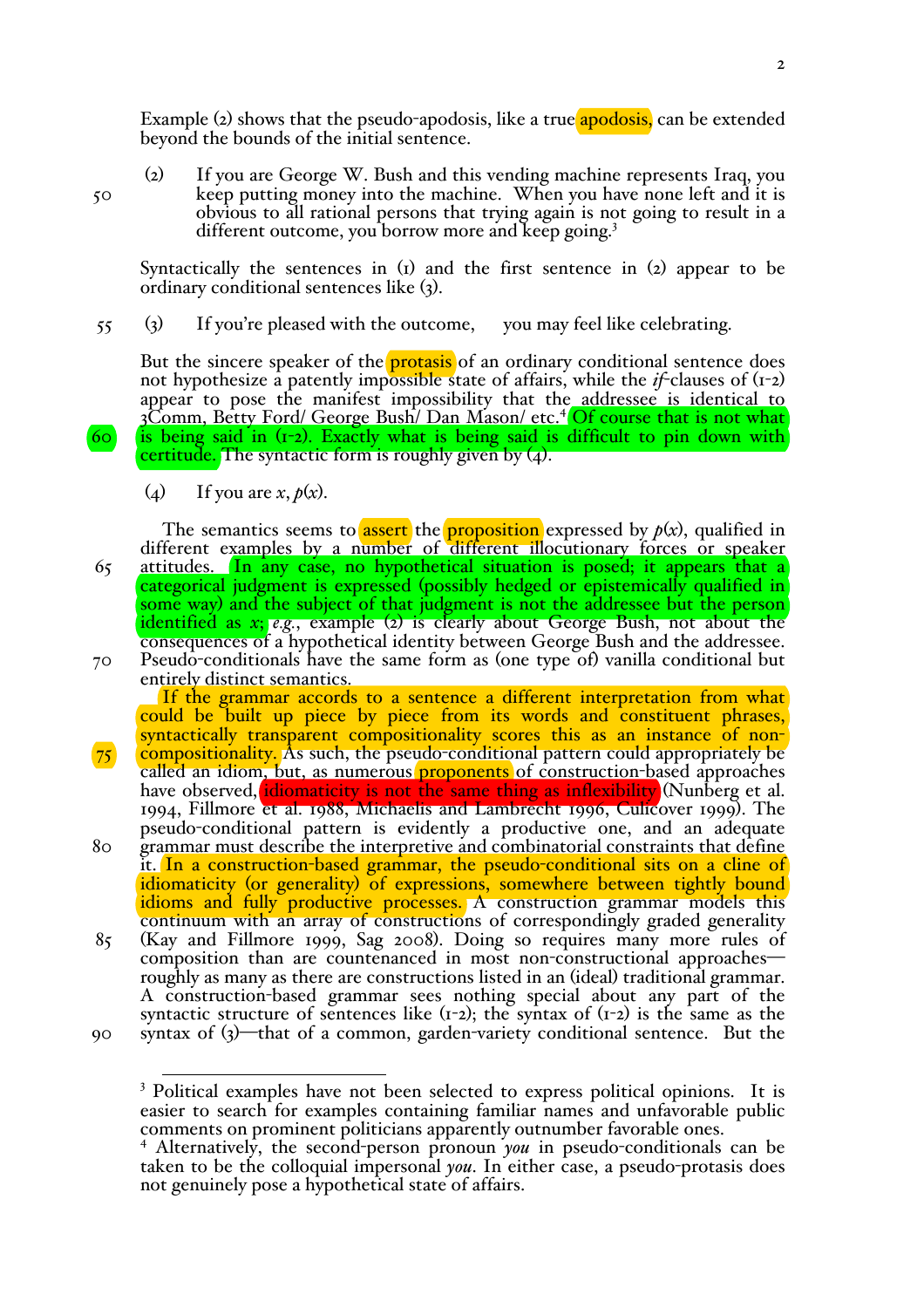Example (2) shows that the pseudo-apodosis, like a true apodosis, can be extended beyond the bounds of the initial sentence.

(2) If you are George W. Bush and this vending machine represents Iraq, you keep putting money into the machine. When you have none left and it is obvious to all rational persons that trying again is not going to result in a different outcome, you borrow more and keep going.[3]

Syntactically the sentences in (1) and the first sentence in (2) appear to be ordinary conditional sentences like (3).

(3) If you're pleased with the outcome, you may feel like celebrating.

But the sincere speaker of the protasis of an ordinary conditional sentence does not hypothesize a patently impossible state of affairs, while the *if*-clauses of (1-2) appear to pose the manifest impossibility that the addressee is identical to 3Comm, Betty Ford/ George Bush/ Dan Mason/ etc.[4] Of course that is not what is being said in (1-2). Exactly what is being said is difficult to pin down with certitude. The syntactic form is roughly given by (4).

(4) If you are $x$, $p(x)$.

The semantics seems to assert the proposition expressed by $p(x)$, qualified in different examples by a number of different illocutionary forces or speaker attitudes. In any case, no hypothetical situation is posed; it appears that a categorical judgment is expressed (possibly hedged or epistemically qualified in some way) and the subject of that judgment is not the addressee but the person identified as $x$; *e.g.*, example (2) is clearly about George Bush, not about the consequences of a hypothetical identity between George Bush and the addressee. Pseudo-conditionals have the same form as (one type of) vanilla conditional but entirely distinct semantics.

If the grammar accords to a sentence a different interpretation from what could be built up piece by piece from its words and constituent phrases, syntactically transparent compositionality scores this as an instance of non-compositionality. As such, the pseudo-conditional pattern could appropriately be called an idiom, but, as numerous proponents of construction-based approaches have observed, idiomaticity is not the same thing as inflexibility (Nunberg et al. 1994, Fillmore et al. 1988, Michaelis and Lambrecht 1996, Culicover 1999). The pseudo-conditional pattern is evidently a productive one, and an adequate grammar must describe the interpretive and combinatorial constraints that define it. In a construction-based grammar, the pseudo-conditional sits on a cline of idiomaticity (or generality) of expressions, somewhere between tightly bound idioms and fully productive processes. A construction grammar models this continuum with an array of constructions of correspondingly graded generality (Kay and Fillmore 1999, Sag 2008). Doing so requires many more rules of composition than are countenanced in most non-constructional approaches—roughly as many as there are constructions listed in an (ideal) traditional grammar. A construction-based grammar sees nothing special about any part of the syntactic structure of sentences like (1-2); the syntax of (1-2) is the same as the syntax of (3)—that of a common, garden-variety conditional sentence. But the

[3] Political examples have not been selected to express political opinions. It is easier to search for examples containing familiar names and unfavorable public comments on prominent politicians apparently outnumber favorable ones.

[4] Alternatively, the second-person pronoun *you* in pseudo-conditionals can be taken to be the colloquial impersonal *you*. In either case, a pseudo-protasis does not genuinely pose a hypothetical state of affairs.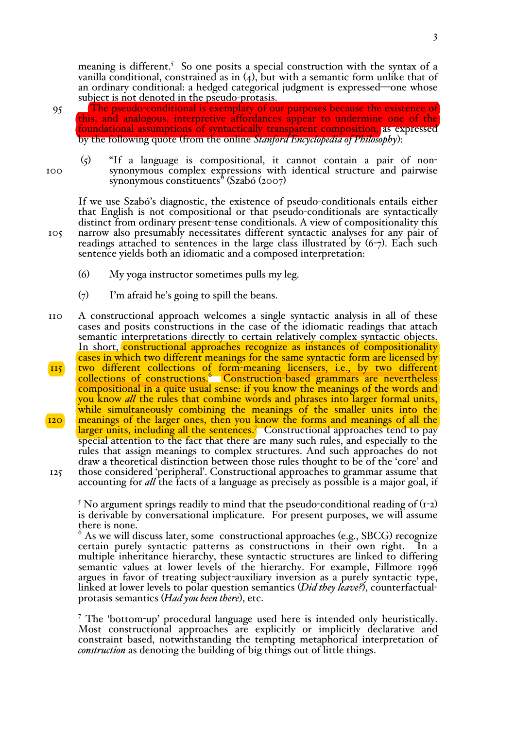meaning is different.[5] So one posits a special construction with the syntax of a vanilla conditional, constrained as in (4), but with a semantic form unlike that of an ordinary conditional: a hedged categorical judgment is expressed—one whose subject is not denoted in the pseudo-protasis.

The pseudo-conditional is exemplary of our purposes because the existence of this, and analogous, interpretive affordances appear to undermine one of the foundational assumptions of syntactically transparent composition, as expressed by the following quote (from the online *Stanford Encyclopedia of Philosophy*):

(5) "If a language is compositional, it cannot contain a pair of non-synonymous complex expressions with identical structure and pairwise synonymous constituents" (Szabó (2007)

If we use Szabó's diagnostic, the existence of pseudo-conditionals entails either that English is not compositional or that pseudo-conditionals are syntactically distinct from ordinary present-tense conditionals. A view of compositionality this narrow also presumably necessitates different syntactic analyses for any pair of readings attached to sentences in the large class illustrated by (6-7). Each such sentence yields both an idiomatic and a composed interpretation:

(6) My yoga instructor sometimes pulls my leg.

(7) I'm afraid he's going to spill the beans.

A constructional approach welcomes a single syntactic analysis in all of these cases and posits constructions in the case of the idiomatic readings that attach semantic interpretations directly to certain relatively complex syntactic objects. In short, constructional approaches recognize as instances of compositionality cases in which two different meanings for the same syntactic form are licensed by two different collections of form-meaning licensers, i.e., by two different collections of constructions.[6] Construction-based grammars are nevertheless compositional in a quite usual sense: if you know the meanings of the words and you know *all* the rules that combine words and phrases into larger formal units, while simultaneously combining the meanings of the smaller units into the meanings of the larger ones, then you know the forms and meanings of all the larger units, including all the sentences.[7] Constructional approaches tend to pay special attention to the fact that there are many such rules, and especially to the rules that assign meanings to complex structures. And such approaches do not draw a theoretical distinction between those rules thought to be of the 'core' and those considered 'peripheral'. Constructional approaches to grammar assume that accounting for *all* the facts of a language as precisely as possible is a major goal, if

---

[5] No argument springs readily to mind that the pseudo-conditional reading of (1-2) is derivable by conversational implicature. For present purposes, we will assume there is none.

[6] As we will discuss later, some constructional approaches (e.g., SBCG) recognize certain purely syntactic patterns as constructions in their own right. In a multiple inheritance hierarchy, these syntactic structures are linked to differing semantic values at lower levels of the hierarchy. For example, Fillmore 1996 argues in favor of treating subject-auxiliary inversion as a purely syntactic type, linked at lower levels to polar question semantics (*Did they leave?*), counterfactual-protasis semantics (*Had you been there*), etc.

[7] The 'bottom-up' procedural language used here is intended only heuristically. Most constructional approaches are explicitly or implicitly declarative and constraint based, notwithstanding the tempting metaphorical interpretation of *construction* as denoting the building of big things out of little things.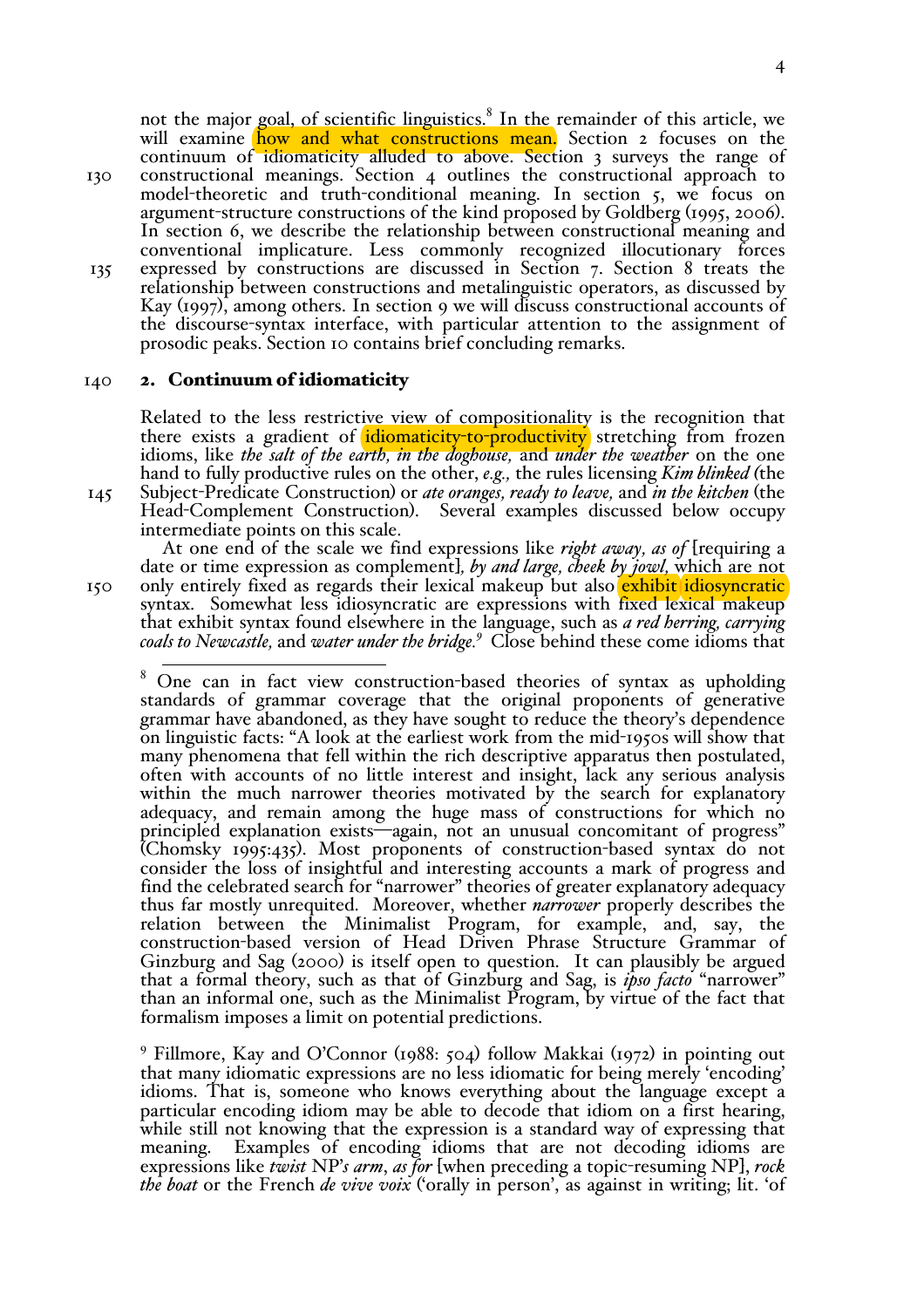not the major goal, of scientific linguistics.[8] In the remainder of this article, we will examine how and what constructions mean. Section 2 focuses on the continuum of idiomaticity alluded to above. Section 3 surveys the range of constructional meanings. Section 4 outlines the constructional approach to model-theoretic and truth-conditional meaning. In section 5, we focus on argument-structure constructions of the kind proposed by Goldberg (1995, 2006). In section 6, we describe the relationship between constructional meaning and conventional implicature. Less commonly recognized illocutionary forces expressed by constructions are discussed in Section 7. Section 8 treats the relationship between constructions and metalinguistic operators, as discussed by Kay (1997), among others. In section 9 we will discuss constructional accounts of the discourse-syntax interface, with particular attention to the assignment of prosodic peaks. Section 10 contains brief concluding remarks.

## 2. Continuum of idiomaticity

Related to the less restrictive view of compositionality is the recognition that there exists a gradient of idiomaticity-to-productivity stretching from frozen idioms, like *the salt of the earth, in the doghouse,* and *under the weather* on the one hand to fully productive rules on the other, *e.g.,* the rules licensing *Kim blinked* (the Subject-Predicate Construction) or *ate oranges, ready to leave,* and *in the kitchen* (the Head-Complement Construction). Several examples discussed below occupy intermediate points on this scale.

At one end of the scale we find expressions like *right away, as of* [requiring a date or time expression as complement]*, by and large, cheek by jowl,* which are not only entirely fixed as regards their lexical makeup but also exhibit idiosyncratic syntax. Somewhat less idiosyncratic are expressions with fixed lexical makeup that exhibit syntax found elsewhere in the language, such as *a red herring, carrying coals to Newcastle,* and *water under the bridge.*[9] Close behind these come idioms that

---

[8] One can in fact view construction-based theories of syntax as upholding standards of grammar coverage that the original proponents of generative grammar have abandoned, as they have sought to reduce the theory's dependence on linguistic facts: "A look at the earliest work from the mid-1950s will show that many phenomena that fell within the rich descriptive apparatus then postulated, often with accounts of no little interest and insight, lack any serious analysis within the much narrower theories motivated by the search for explanatory adequacy, and remain among the huge mass of constructions for which no principled explanation exists—again, not an unusual concomitant of progress" (Chomsky 1995:435). Most proponents of construction-based syntax do not consider the loss of insightful and interesting accounts a mark of progress and find the celebrated search for "narrower" theories of greater explanatory adequacy thus far mostly unrequited. Moreover, whether *narrower* properly describes the relation between the Minimalist Program, for example, and, say, the construction-based version of Head Driven Phrase Structure Grammar of Ginzburg and Sag (2000) is itself open to question. It can plausibly be argued that a formal theory, such as that of Ginzburg and Sag, is *ipso facto* "narrower" than an informal one, such as the Minimalist Program, by virtue of the fact that formalism imposes a limit on potential predictions.

[9] Fillmore, Kay and O'Connor (1988: 504) follow Makkai (1972) in pointing out that many idiomatic expressions are no less idiomatic for being merely 'encoding' idioms. That is, someone who knows everything about the language except a particular encoding idiom may be able to decode that idiom on a first hearing, while still not knowing that the expression is a standard way of expressing that meaning. Examples of encoding idioms that are not decoding idioms are expressions like *twist* NP*'s arm*, *as for* [when preceding a topic-resuming NP], *rock the boat* or the French *de vive voix* ('orally in person', as against in writing; lit. 'of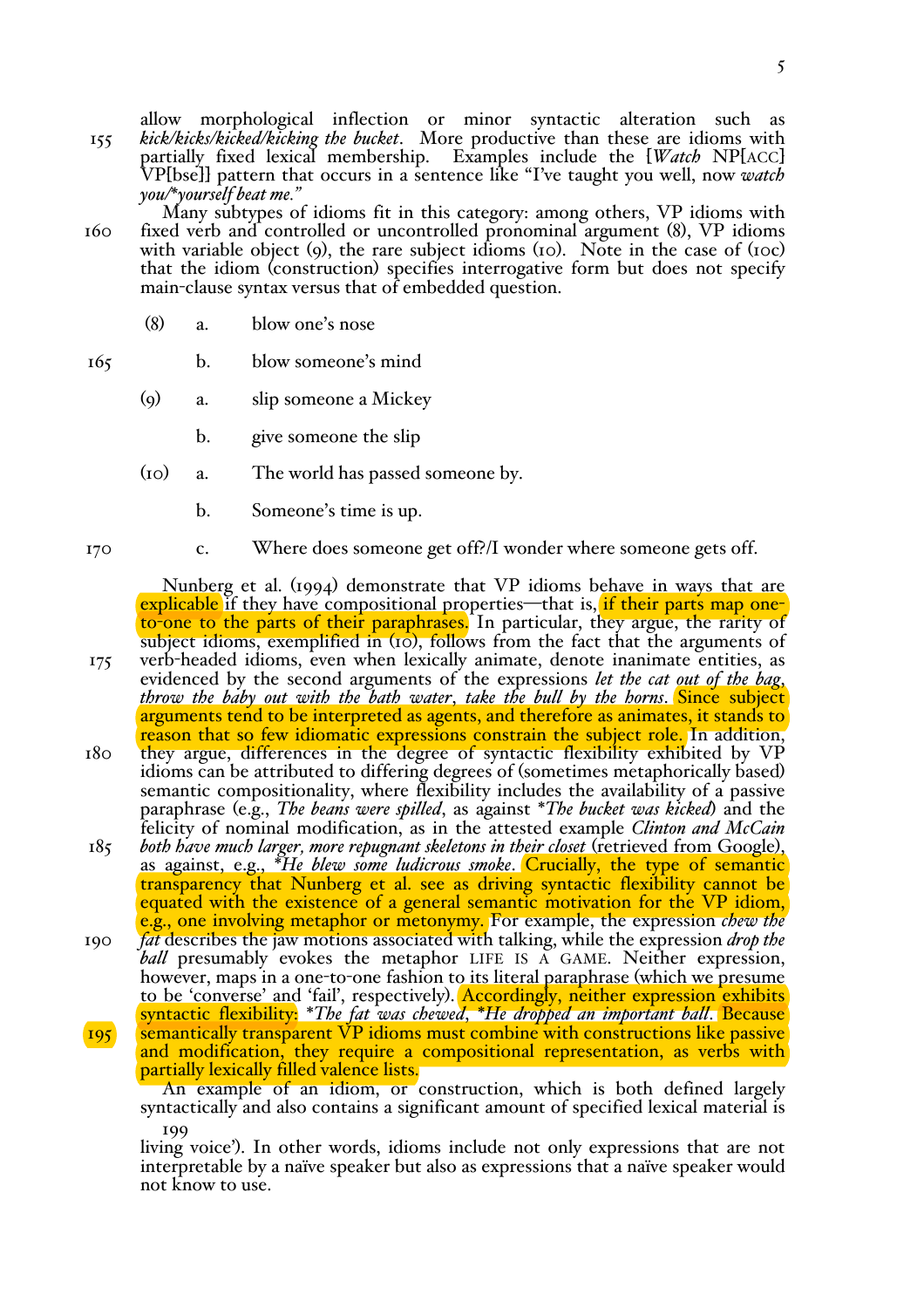allow morphological inflection or minor syntactic alteration such as *kick/kicks/kicked/kicking the bucket*. More productive than these are idioms with partially fixed lexical membership. Examples include the [*Watch* NP[ACC] VP[bse]] pattern that occurs in a sentence like "I've taught you well, now *watch you/*yourself beat me."*

Many subtypes of idioms fit in this category: among others, VP idioms with fixed verb and controlled or uncontrolled pronominal argument (8), VP idioms with variable object (9), the rare subject idioms (10). Note in the case of (10c) that the idiom (construction) specifies interrogative form but does not specify main-clause syntax versus that of embedded question.

(8) a. blow one's nose

b. blow someone's mind

(9) a. slip someone a Mickey

b. give someone the slip

(10) a. The world has passed someone by.

b. Someone's time is up.

c. Where does someone get off?/I wonder where someone gets off.

Nunberg et al. (1994) demonstrate that VP idioms behave in ways that are explicable if they have compositional properties—that is, if their parts map one-to-one to the parts of their paraphrases. In particular, they argue, the rarity of subject idioms, exemplified in (10), follows from the fact that the arguments of verb-headed idioms, even when lexically animate, denote inanimate entities, as evidenced by the second arguments of the expressions *let the cat out of the bag*, *throw the baby out with the bath water*, *take the bull by the horns*. Since subject arguments tend to be interpreted as agents, and therefore as animates, it stands to reason that so few idiomatic expressions constrain the subject role. In addition, they argue, differences in the degree of syntactic flexibility exhibited by VP idioms can be attributed to differing degrees of (sometimes metaphorically based) semantic compositionality, where flexibility includes the availability of a passive paraphrase (e.g., *The beans were spilled*, as against **The bucket was kicked*) and the felicity of nominal modification, as in the attested example *Clinton and McCain both have much larger, more repugnant skeletons in their closet* (retrieved from Google), as against, e.g., **He blew some ludicrous smoke*. Crucially, the type of semantic transparency that Nunberg et al. see as driving syntactic flexibility cannot be equated with the existence of a general semantic motivation for the VP idiom, e.g., one involving metaphor or metonymy. For example, the expression *chew the fat* describes the jaw motions associated with talking, while the expression *drop the ball* presumably evokes the metaphor LIFE IS A GAME. Neither expression, however, maps in a one-to-one fashion to its literal paraphrase (which we presume to be 'converse' and 'fail', respectively). Accordingly, neither expression exhibits syntactic flexibility: **The fat was chewed*, **He dropped an important ball*. Because semantically transparent VP idioms must combine with constructions like passive and modification, they require a compositional representation, as verbs with partially lexically filled valence lists.

An example of an idiom, or construction, which is both defined largely syntactically and also contains a significant amount of specified lexical material is

living voice'). In other words, idioms include not only expressions that are not interpretable by a naïve speaker but also as expressions that a naïve speaker would not know to use.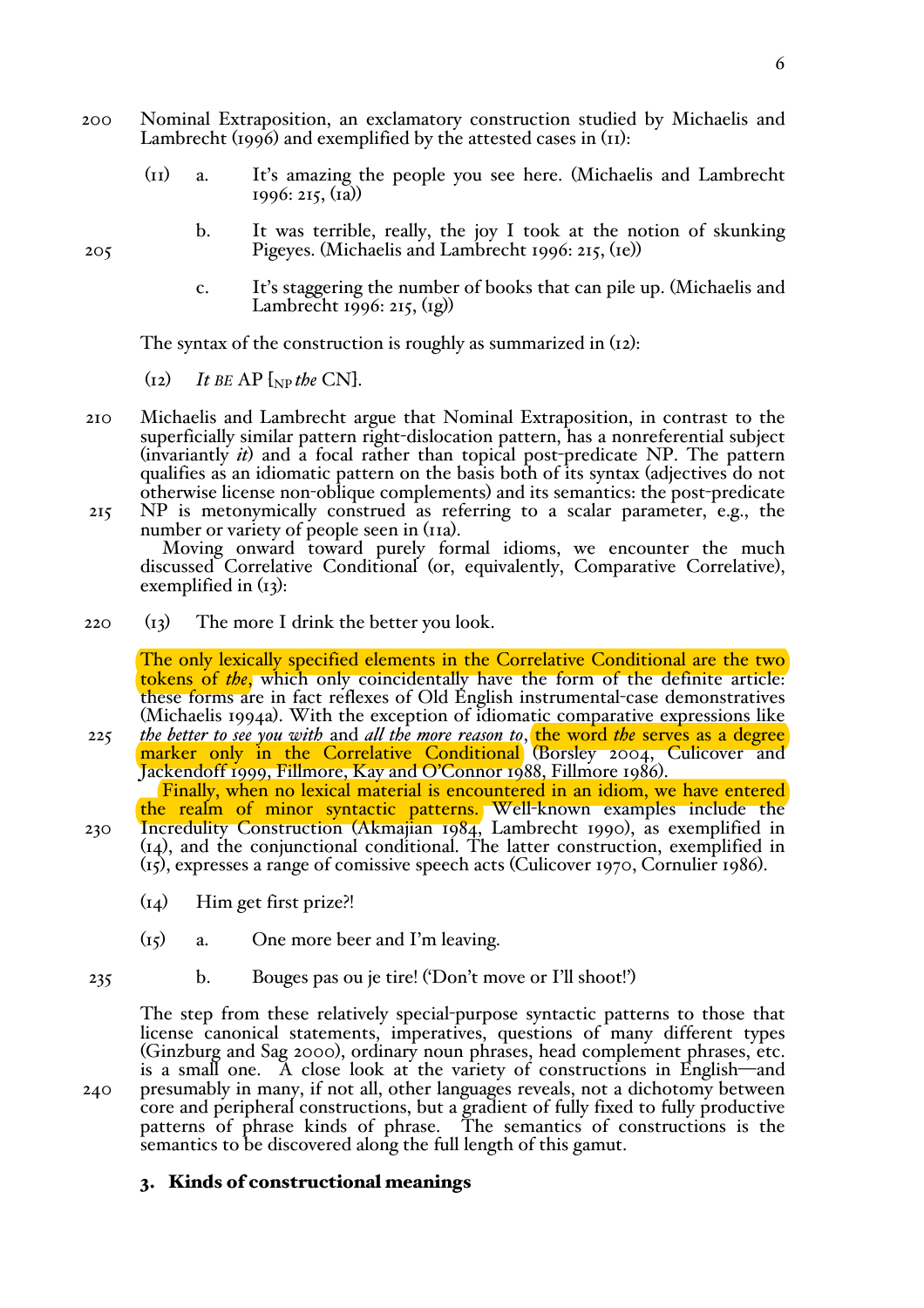Nominal Extraposition, an exclamatory construction studied by Michaelis and Lambrecht (1996) and exemplified by the attested cases in (11):

(11) a. It's amazing the people you see here. (Michaelis and Lambrecht 1996: 215, (1a))

b. It was terrible, really, the joy I took at the notion of skunking Pigeyes. (Michaelis and Lambrecht 1996: 215, (1e))

c. It's staggering the number of books that can pile up. (Michaelis and Lambrecht 1996: 215, (1g))

The syntax of the construction is roughly as summarized in (12):

(12) *It BE* AP [$_{NP}$ *the* CN].

Michaelis and Lambrecht argue that Nominal Extraposition, in contrast to the superficially similar pattern right-dislocation pattern, has a nonreferential subject (invariantly *it*) and a focal rather than topical post-predicate NP. The pattern qualifies as an idiomatic pattern on the basis both of its syntax (adjectives do not otherwise license non-oblique complements) and its semantics: the post-predicate NP is metonymically construed as referring to a scalar parameter, e.g., the number or variety of people seen in (11a).

Moving onward toward purely formal idioms, we encounter the much discussed Correlative Conditional (or, equivalently, Comparative Correlative), exemplified in (13):

(13) The more I drink the better you look.

The only lexically specified elements in the Correlative Conditional are the two tokens of *the*, which only coincidentally have the form of the definite article: these forms are in fact reflexes of Old English instrumental-case demonstratives (Michaelis 1994a). With the exception of idiomatic comparative expressions like *the better to see you with* and *all the more reason to*, the word *the* serves as a degree marker only in the Correlative Conditional (Borsley 2004, Culicover and Jackendoff 1999, Fillmore, Kay and O'Connor 1988, Fillmore 1986).

Finally, when no lexical material is encountered in an idiom, we have entered the realm of minor syntactic patterns. Well-known examples include the Incredulity Construction (Akmajian 1984, Lambrecht 1990), as exemplified in (14), and the conjunctional conditional. The latter construction, exemplified in (15), expresses a range of comissive speech acts (Culicover 1970, Cornulier 1986).

(14) Him get first prize?!

(15) a. One more beer and I'm leaving.

b. Bouges pas ou je tire! ('Don't move or I'll shoot!')

The step from these relatively special-purpose syntactic patterns to those that license canonical statements, imperatives, questions of many different types (Ginzburg and Sag 2000), ordinary noun phrases, head complement phrases, etc. is a small one. A close look at the variety of constructions in English—and presumably in many, if not all, other languages reveals, not a dichotomy between core and peripheral constructions, but a gradient of fully fixed to fully productive patterns of phrase kinds of phrase. The semantics of constructions is the semantics to be discovered along the full length of this gamut.

## 3. Kinds of constructional meanings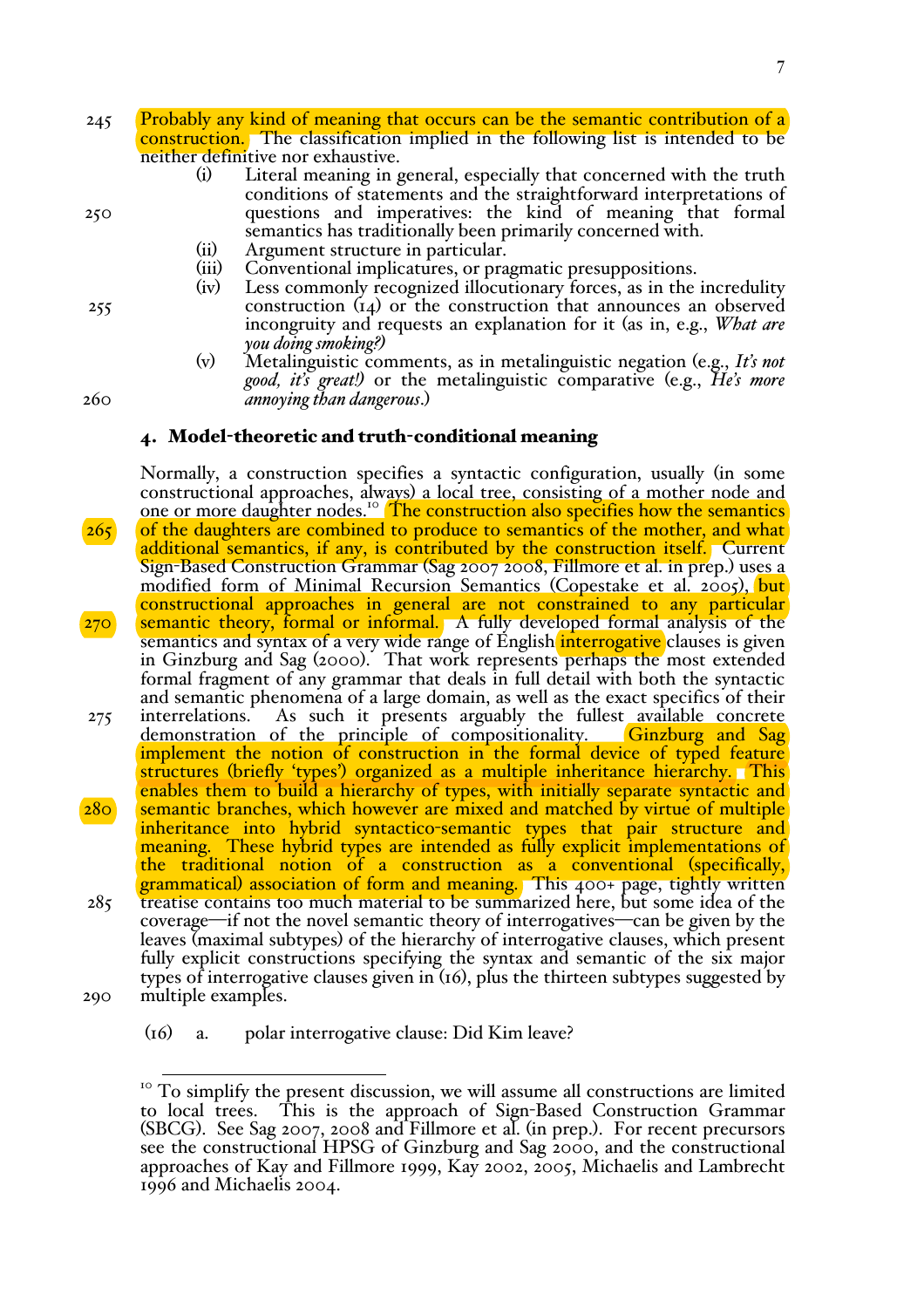Probably any kind of meaning that occurs can be the semantic contribution of a construction. The classification implied in the following list is intended to be neither definitive nor exhaustive.

(i) Literal meaning in general, especially that concerned with the truth conditions of statements and the straightforward interpretations of questions and imperatives: the kind of meaning that formal semantics has traditionally been primarily concerned with.

(ii) Argument structure in particular.

(iii) Conventional implicatures, or pragmatic presuppositions.

(iv) Less commonly recognized illocutionary forces, as in the incredulity construction (14) or the construction that announces an observed incongruity and requests an explanation for it (as in, e.g., *What are you doing smoking?*)

(v) Metalinguistic comments, as in metalinguistic negation (e.g., *It's not good, it's great!*) or the metalinguistic comparative (e.g., *He's more annoying than dangerous*.)

## 4. Model-theoretic and truth-conditional meaning

Normally, a construction specifies a syntactic configuration, usually (in some constructional approaches, always) a local tree, consisting of a mother node and one or more daughter nodes.[10] The construction also specifies how the semantics of the daughters are combined to produce to semantics of the mother, and what additional semantics, if any, is contributed by the construction itself. Current Sign-Based Construction Grammar (Sag 2007 2008, Fillmore et al. in prep.) uses a modified form of Minimal Recursion Semantics (Copestake et al. 2005), but constructional approaches in general are not constrained to any particular semantic theory, formal or informal. A fully developed formal analysis of the semantics and syntax of a very wide range of English interrogative clauses is given in Ginzburg and Sag (2000). That work represents perhaps the most extended formal fragment of any grammar that deals in full detail with both the syntactic and semantic phenomena of a large domain, as well as the exact specifics of their interrelations. As such it presents arguably the fullest available concrete demonstration of the principle of compositionality. Ginzburg and Sag implement the notion of construction in the formal device of typed feature structures (briefly 'types') organized as a multiple inheritance hierarchy. This enables them to build a hierarchy of types, with initially separate syntactic and semantic branches, which however are mixed and matched by virtue of multiple inheritance into hybrid syntactico-semantic types that pair structure and meaning. These hybrid types are intended as fully explicit implementations of the traditional notion of a construction as a conventional (specifically, grammatical) association of form and meaning. This 400+ page, tightly written treatise contains too much material to be summarized here, but some idea of the coverage—if not the novel semantic theory of interrogatives—can be given by the leaves (maximal subtypes) of the hierarchy of interrogative clauses, which present fully explicit constructions specifying the syntax and semantic of the six major types of interrogative clauses given in (16), plus the thirteen subtypes suggested by multiple examples.

(16) a. polar interrogative clause: Did Kim leave?

---

[10] To simplify the present discussion, we will assume all constructions are limited to local trees. This is the approach of Sign-Based Construction Grammar (SBCG). See Sag 2007, 2008 and Fillmore et al. (in prep.). For recent precursors see the constructional HPSG of Ginzburg and Sag 2000, and the constructional approaches of Kay and Fillmore 1999, Kay 2002, 2005, Michaelis and Lambrecht 1996 and Michaelis 2004.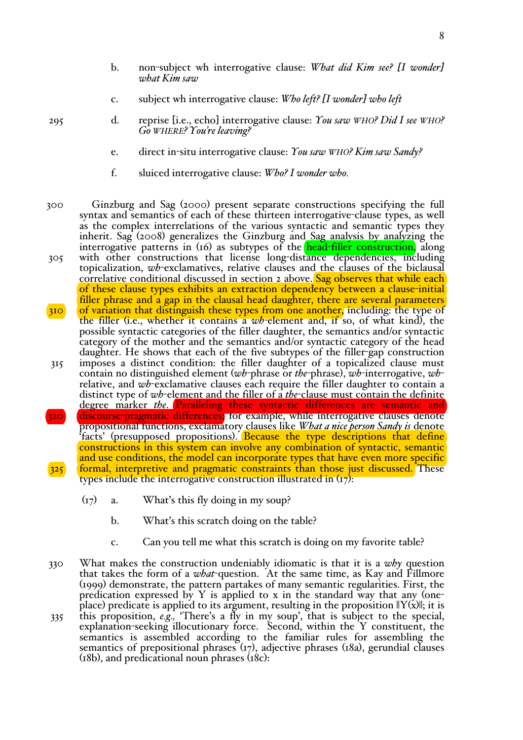b. non-subject wh interrogative clause: *What did Kim see? [I wonder] what Kim saw*

c. subject wh interrogative clause: *Who left? [I wonder] who left*

d. reprise [i.e., echo] interrogative clause: *You saw WHO? Did I see WHO? Go WHERE? You're leaving?*

e. direct in-situ interrogative clause: *You saw WHO? Kim saw Sandy?*

f. sluiced interrogative clause: *Who? I wonder who.*

Ginzburg and Sag (2000) present separate constructions specifying the full syntax and semantics of each of these thirteen interrogative-clause types, as well as the complex interrelations of the various syntactic and semantic types they inherit. Sag (2008) generalizes the Ginzburg and Sag analysis by analyzing the interrogative patterns in (16) as subtypes of the head-filler construction, along with other constructions that license long-distance dependencies, including topicalization, *wh*-exclamatives, relative clauses and the clauses of the biclausal correlative conditional discussed in section 2 above. Sag observes that while each of these clause types exhibits an extraction dependency between a clause-initial filler phrase and a gap in the clausal head daughter, there are several parameters of variation that distinguish these types from one another, including: the type of the filler (i.e., whether it contains a *wh*-element and, if so, of what kind), the possible syntactic categories of the filler daughter, the semantics and/or syntactic category of the mother and the semantics and/or syntactic category of the head daughter. He shows that each of the five subtypes of the filler-gap construction imposes a distinct condition: the filler daughter of a topicalized clause must contain no distinguished element (*wh*-phrase or *the*-phrase), *wh*-interrogative, *wh*-relative, and *wh*-exclamative clauses each require the filler daughter to contain a distinct type of *wh*-element and the filler of a *the*-clause must contain the definite degree marker *the*. Paralleling these syntactic differences are semantic and discourse-pragmatic differences; for example, while interrogative clauses denote propositional functions, exclamatory clauses like *What a nice person Sandy is* denote 'facts' (presupposed propositions). Because the type descriptions that define constructions in this system can involve any combination of syntactic, semantic and use conditions, the model can incorporate types that have even more specific formal, interpretive and pragmatic constraints than those just discussed. These types include the interrogative construction illustrated in (17):

(17) a. What's this fly doing in my soup?

b. What's this scratch doing on the table?

c. Can you tell me what this scratch is doing on my favorite table?

What makes the construction undeniably idiomatic is that it is a *why* question that takes the form of a *what*-question. At the same time, as Kay and Fillmore (1999) demonstrate, the pattern partakes of many semantic regularities. First, the predication expressed by Y is applied to x in the standard way that any (one-place) predicate is applied to its argument, resulting in the proposition $\|Y(x)\|$; it is this proposition, *e.g.,* 'There's a fly in my soup', that is subject to the special, explanation-seeking illocutionary force. Second, within the Y constituent, the semantics is assembled according to the familiar rules for assembling the semantics of prepositional phrases (17), adjective phrases (18a), gerundial clauses (18b), and predicational noun phrases (18c):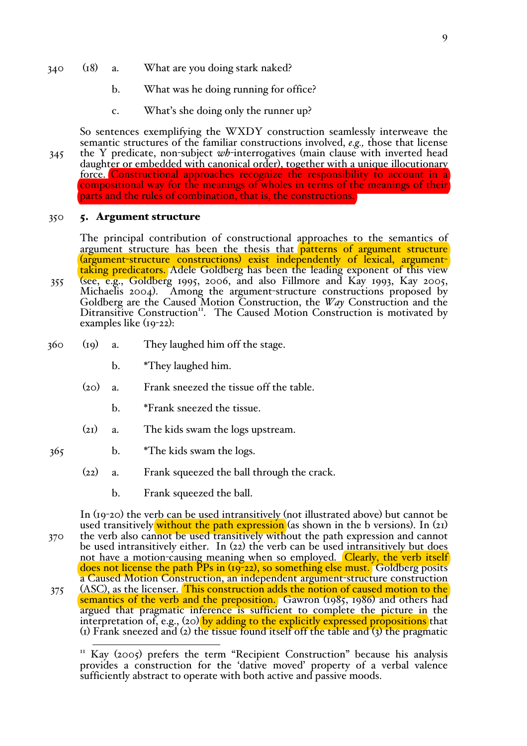(18) a. What are you doing stark naked?

b. What was he doing running for office?

c. What's she doing only the runner up?

So sentences exemplifying the WXDY construction seamlessly interweave the semantic structures of the familiar constructions involved, *e.g.,* those that license the Y predicate, non-subject *wh*-interrogatives (main clause with inverted head daughter or embedded with canonical order), together with a unique illocutionary force. Constructional approaches recognize the responsibility to account in a compositional way for the meanings of wholes in terms of the meanings of their parts and the rules of combination, that is, the constructions.

## 5. Argument structure

The principal contribution of constructional approaches to the semantics of argument structure has been the thesis that patterns of argument structure (argument-structure constructions) exist independently of lexical, argument-taking predicators. Adele Goldberg has been the leading exponent of this view (see, e.g., Goldberg 1995, 2006, and also Fillmore and Kay 1993, Kay 2005, Michaelis 2004). Among the argument-structure constructions proposed by Goldberg are the Caused Motion Construction, the *Way* Construction and the Ditransitive Construction[11]. The Caused Motion Construction is motivated by examples like (19-22):

(19) a. They laughed him off the stage.

b. *They laughed him.

(20) a. Frank sneezed the tissue off the table.

b. *Frank sneezed the tissue.

(21) a. The kids swam the logs upstream.

b. *The kids swam the logs.

(22) a. Frank squeezed the ball through the crack.

b. Frank squeezed the ball.

In (19-20) the verb can be used intransitively (not illustrated above) but cannot be used transitively without the path expression (as shown in the b versions). In (21) the verb also cannot be used transitively without the path expression and cannot be used intransitively either. In (22) the verb can be used transitively but does not have a motion-causing meaning when so employed. Clearly, the verb itself does not license the path PPs in (19-22), so something else must. Goldberg posits a Caused Motion Construction, an independent argument-structure construction (ASC), as the licenser. This construction adds the notion of caused motion to the semantics of the verb and the preposition. Gawron (1985, 1986) and others had argued that pragmatic inference is sufficient to complete the picture in the interpretation of, e.g., (20) by adding to the explicitly expressed propositions that (1) Frank sneezed and (2) the tissue found itself off the table and (3) the pragmatic

[11] Kay (2005) prefers the term "Recipient Construction" because his analysis provides a construction for the 'dative moved' property of a verbal valence sufficiently abstract to operate with both active and passive moods.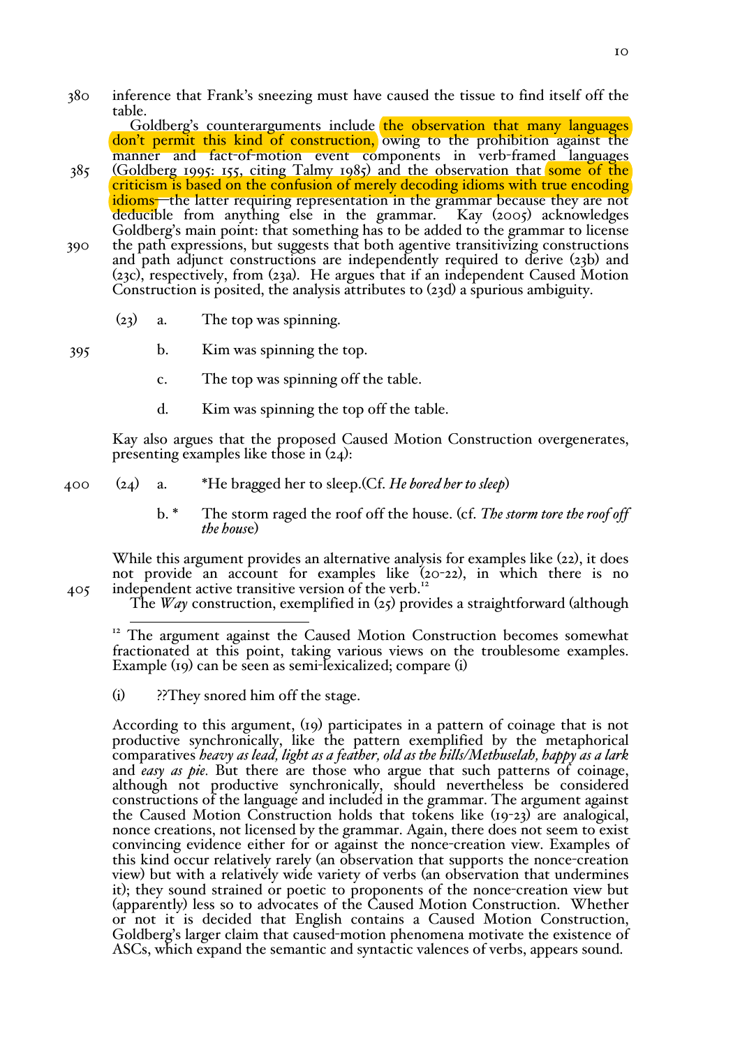inference that Frank's sneezing must have caused the tissue to find itself off the table.

Goldberg's counterarguments include the observation that many languages don't permit this kind of construction, owing to the prohibition against the manner and fact-of-motion event components in verb-framed languages (Goldberg 1995: 155, citing Talmy 1985) and the observation that some of the criticism is based on the confusion of merely decoding idioms with true encoding idioms—the latter requiring representation in the grammar because they are not deducible from anything else in the grammar. Kay (2005) acknowledges Goldberg's main point: that something has to be added to the grammar to license the path expressions, but suggests that both agentive transitivizing constructions and path adjunct constructions are independently required to derive (23b) and (23c), respectively, from (23a). He argues that if an independent Caused Motion Construction is posited, the analysis attributes to (23d) a spurious ambiguity.

(23) a. The top was spinning.

b. Kim was spinning the top.

c. The top was spinning off the table.

d. Kim was spinning the top off the table.

Kay also argues that the proposed Caused Motion Construction overgenerates, presenting examples like those in (24):

(24) a. *He bragged her to sleep.(Cf. *He bored her to sleep*)

b. * The storm raged the roof off the house. (cf. *The storm tore the roof off the house*)

While this argument provides an alternative analysis for examples like (22), it does not provide an account for examples like (20-22), in which there is no independent active transitive version of the verb.[12]

The *Way* construction, exemplified in (25) provides a straightforward (although

---

[12] The argument against the Caused Motion Construction becomes somewhat fractionated at this point, taking various views on the troublesome examples. Example (19) can be seen as semi-lexicalized; compare (i)

(i) ??They snored him off the stage.

According to this argument, (19) participates in a pattern of coinage that is not productive synchronically, like the pattern exemplified by the metaphorical comparatives *heavy as lead, light as a feather, old as the hills/Methuselah, happy as a lark* and *easy as pie*. But there are those who argue that such patterns of coinage, although not productive synchronically, should nevertheless be considered constructions of the language and included in the grammar. The argument against the Caused Motion Construction holds that tokens like (19-23) are analogical, nonce creations, not licensed by the grammar. Again, there does not seem to exist convincing evidence either for or against the nonce-creation view. Examples of this kind occur relatively rarely (an observation that supports the nonce-creation view) but with a relatively wide variety of verbs (an observation that undermines it); they sound strained or poetic to proponents of the nonce-creation view but (apparently) less so to advocates of the Caused Motion Construction. Whether or not it is decided that English contains a Caused Motion Construction, Goldberg's larger claim that caused-motion phenomena motivate the existence of ASCs, which expand the semantic and syntactic valences of verbs, appears sound.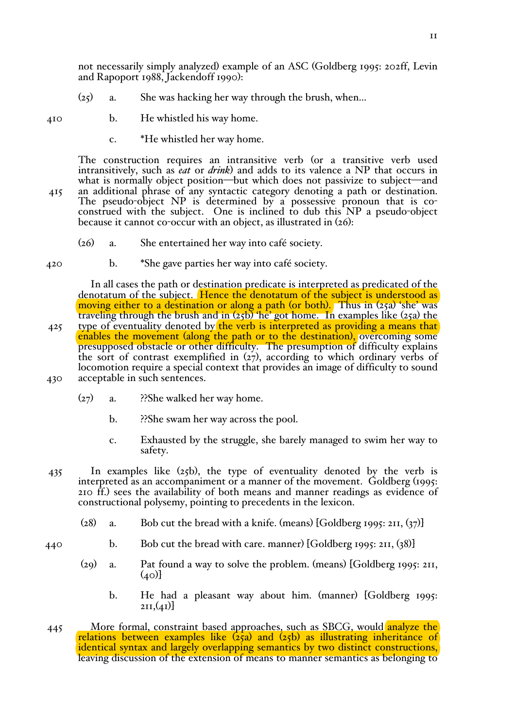not necessarily simply analyzed) example of an ASC (Goldberg 1995: 202ff, Levin and Rapoport 1988, Jackendoff 1990):

(25) a. She was hacking her way through the brush, when…

b. He whistled his way home.

c. *He whistled her way home.

The construction requires an intransitive verb (or a transitive verb used intransitively, such as *eat* or *drink*) and adds to its valence a NP that occurs in what is normally object position—but which does not passivize to subject—and an additional phrase of any syntactic category denoting a path or destination. The pseudo-object NP is determined by a possessive pronoun that is co-construed with the subject. One is inclined to dub this NP a pseudo-object because it cannot co-occur with an object, as illustrated in (26):

(26) a. She entertained her way into café society.

b. *She gave parties her way into café society.

In all cases the path or destination predicate is interpreted as predicated of the denotatum of the subject. Hence the denotatum of the subject is understood as moving either to a destination or along a path (or both). Thus in (25a) 'she' was traveling through the brush and in (25b) 'he' got home. In examples like (25a) the type of eventuality denoted by the verb is interpreted as providing a means that enables the movement (along the path or to the destination), overcoming some presupposed obstacle or other difficulty. The presumption of difficulty explains the sort of contrast exemplified in (27), according to which ordinary verbs of locomotion require a special context that provides an image of difficulty to sound acceptable in such sentences.

(27) a. ??She walked her way home.

b. ??She swam her way across the pool.

c. Exhausted by the struggle, she barely managed to swim her way to safety.

In examples like (25b), the type of eventuality denoted by the verb is interpreted as an accompaniment or a manner of the movement. Goldberg (1995: 210 ff.) sees the availability of both means and manner readings as evidence of constructional polysemy, pointing to precedents in the lexicon.

(28) a. Bob cut the bread with a knife. (means) [Goldberg 1995: 211, (37)]

b. Bob cut the bread with care. manner) [Goldberg 1995: 211, (38)]

(29) a. Pat found a way to solve the problem. (means) [Goldberg 1995: 211, (40)]

b. He had a pleasant way about him. (manner) [Goldberg 1995: 211,(41)]

More formal, constraint based approaches, such as SBCG, would analyze the relations between examples like (25a) and (25b) as illustrating inheritance of identical syntax and largely overlapping semantics by two distinct constructions, leaving discussion of the extension of means to manner semantics as belonging to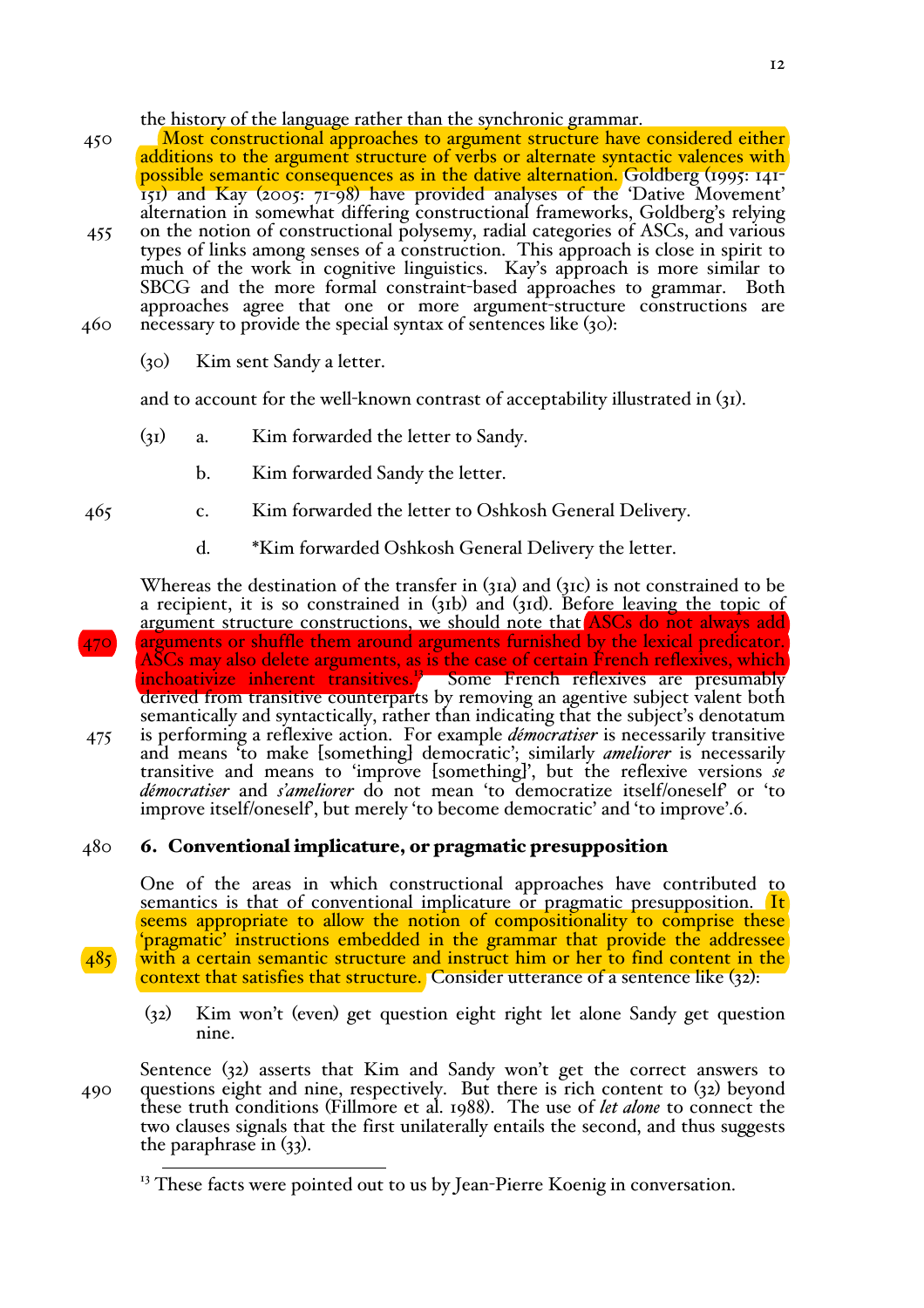the history of the language rather than the synchronic grammar.

Most constructional approaches to argument structure have considered either additions to the argument structure of verbs or alternate syntactic valences with possible semantic consequences as in the dative alternation. Goldberg (1995: 141-151) and Kay (2005: 71-98) have provided analyses of the 'Dative Movement' alternation in somewhat differing constructional frameworks, Goldberg's relying on the notion of constructional polysemy, radial categories of ASCs, and various types of links among senses of a construction. This approach is close in spirit to much of the work in cognitive linguistics. Kay's approach is more similar to SBCG and the more formal constraint-based approaches to grammar. Both approaches agree that one or more argument-structure constructions are necessary to provide the special syntax of sentences like (30):

(30) Kim sent Sandy a letter.

and to account for the well-known contrast of acceptability illustrated in (31).

(31) a. Kim forwarded the letter to Sandy.

b. Kim forwarded Sandy the letter.

c. Kim forwarded the letter to Oshkosh General Delivery.

d. *Kim forwarded Oshkosh General Delivery the letter.

Whereas the destination of the transfer in (31a) and (31c) is not constrained to be a recipient, it is so constrained in (31b) and (31d). Before leaving the topic of argument structure constructions, we should note that ASCs do not always add arguments or shuffle them around arguments furnished by the lexical predicator. ASCs may also delete arguments, as is the case of certain French reflexives, which inchoativize inherent transitives.[13] Some French reflexives are presumably derived from transitive counterparts by removing an agentive subject valent both semantically and syntactically, rather than indicating that the subject's denotatum is performing a reflexive action. For example *démocratiser* is necessarily transitive and means 'to make [something] democratic'; similarly *ameliorer* is necessarily transitive and means to 'improve [something]', but the reflexive versions *se démocratiser* and *s'ameliorer* do not mean 'to democratize itself/oneself' or 'to improve itself/oneself', but merely 'to become democratic' and 'to improve'.6.

## 6. Conventional implicature, or pragmatic presupposition

One of the areas in which constructional approaches have contributed to semantics is that of conventional implicature or pragmatic presupposition. It seems appropriate to allow the notion of compositionality to comprise these 'pragmatic' instructions embedded in the grammar that provide the addressee with a certain semantic structure and instruct him or her to find content in the context that satisfies that structure. Consider utterance of a sentence like (32):

(32) Kim won't (even) get question eight right let alone Sandy get question nine.

Sentence (32) asserts that Kim and Sandy won't get the correct answers to questions eight and nine, respectively. But there is rich content to (32) beyond these truth conditions (Fillmore et al. 1988). The use of *let alone* to connect the two clauses signals that the first unilaterally entails the second, and thus suggests the paraphrase in (33).

[13] These facts were pointed out to us by Jean-Pierre Koenig in conversation.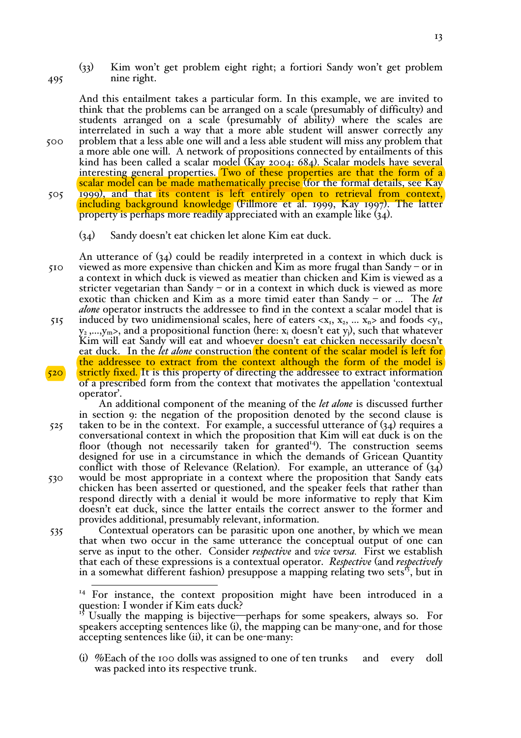(33) Kim won't get problem eight right; a fortiori Sandy won't get problem nine right.

And this entailment takes a particular form. In this example, we are invited to think that the problems can be arranged on a scale (presumably of difficulty) and students arranged on a scale (presumably of ability) where the scales are interrelated in such a way that a more able student will answer correctly any problem that a less able one will and a less able student will miss any problem that a more able one will. A network of propositions connected by entailments of this kind has been called a scalar model (Kay 2004: 684). Scalar models have several interesting general properties. Two of these properties are that the form of a scalar model can be made mathematically precise (for the formal details, see Kay 1999), and that its content is left entirely open to retrieval from context, including background knowledge (Fillmore et al. 1999, Kay 1997). The latter property is perhaps more readily appreciated with an example like (34).

(34) Sandy doesn't eat chicken let alone Kim eat duck.

An utterance of (34) could be readily interpreted in a context in which duck is viewed as more expensive than chicken and Kim as more frugal than Sandy – or in a context in which duck is viewed as meatier than chicken and Kim is viewed as a stricter vegetarian than Sandy – or in a context in which duck is viewed as more exotic than chicken and Kim as a more timid eater than Sandy – or ... The *let alone* operator instructs the addressee to find in the context a scalar model that is induced by two unidimensional scales, here of eaters $<x_1, x_2, \ldots x_n>$ and foods $<y_1, y_2, \ldots, y_m>$, and a propositional function (here: $x_i$ doesn't eat $y_j$), such that whatever Kim will eat Sandy will eat and whoever doesn't eat chicken necessarily doesn't eat duck. In the *let alone* construction the content of the scalar model is left for the addressee to extract from the context although the form of the model is strictly fixed. It is this property of directing the addressee to extract information of a prescribed form from the context that motivates the appellation 'contextual operator'.

An additional component of the meaning of the *let alone* is discussed further in section 9: the negation of the proposition denoted by the second clause is taken to be in the context. For example, a successful utterance of (34) requires a conversational context in which the proposition that Kim will eat duck is on the floor (though not necessarily taken for granted[14]). The construction seems designed for use in a circumstance in which the demands of Gricean Quantity conflict with those of Relevance (Relation). For example, an utterance of (34) would be most appropriate in a context where the proposition that Sandy eats chicken has been asserted or questioned, and the speaker feels that rather than respond directly with a denial it would be more informative to reply that Kim doesn't eat duck, since the latter entails the correct answer to the former and provides additional, presumably relevant, information.

Contextual operators can be parasitic upon one another, by which we mean that when two occur in the same utterance the conceptual output of one can serve as input to the other. Consider *respective* and *vice versa.* First we establish that each of these expressions is a contextual operator. *Respective* (and *respectively* in a somewhat different fashion) presuppose a mapping relating two sets[15], but in

---

[14] For instance, the context proposition might have been introduced in a question: I wonder if Kim eats duck?

[15] Usually the mapping is bijective—perhaps for some speakers, always so. For speakers accepting sentences like (i), the mapping can be many-one, and for those accepting sentences like (ii), it can be one-many:

(i) %Each of the 100 dolls was assigned to one of ten trunks and every doll was packed into its respective trunk.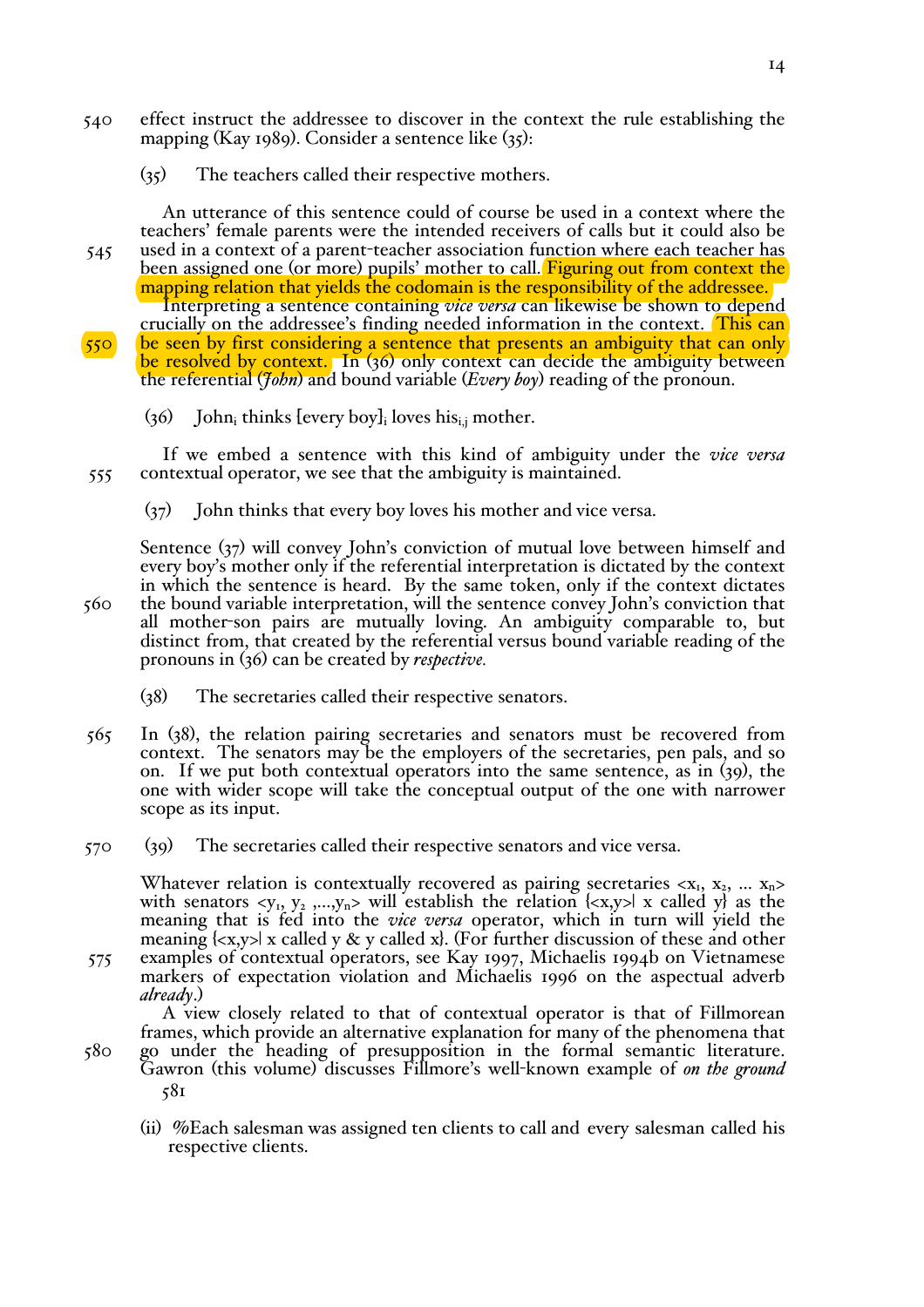effect instruct the addressee to discover in the context the rule establishing the mapping (Kay 1989). Consider a sentence like (35):

(35) The teachers called their respective mothers.

An utterance of this sentence could of course be used in a context where the teachers' female parents were the intended receivers of calls but it could also be used in a context of a parent-teacher association function where each teacher has been assigned one (or more) pupils' mother to call. Figuring out from context the mapping relation that yields the codomain is the responsibility of the addressee.

Interpreting a sentence containing *vice versa* can likewise be shown to depend crucially on the addressee's finding needed information in the context. This can be seen by first considering a sentence that presents an ambiguity that can only be resolved by context. In (36) only context can decide the ambiguity between the referential (*John*) and bound variable (*Every boy*) reading of the pronoun.

(36) John$_i$ thinks [every boy]$_i$ loves his$_{i,j}$ mother.

If we embed a sentence with this kind of ambiguity under the *vice versa* contextual operator, we see that the ambiguity is maintained.

(37) John thinks that every boy loves his mother and vice versa.

Sentence (37) will convey John's conviction of mutual love between himself and every boy's mother only if the referential interpretation is dictated by the context in which the sentence is heard. By the same token, only if the context dictates the bound variable interpretation, will the sentence convey John's conviction that all mother-son pairs are mutually loving. An ambiguity comparable to, but distinct from, that created by the referential versus bound variable reading of the pronouns in (36) can be created by *respective.*

(38) The secretaries called their respective senators.

In (38), the relation pairing secretaries and senators must be recovered from context. The senators may be the employers of the secretaries, pen pals, and so on. If we put both contextual operators into the same sentence, as in (39), the one with wider scope will take the conceptual output of the one with narrower scope as its input.

(39) The secretaries called their respective senators and vice versa.

Whatever relation is contextually recovered as pairing secretaries $<x_1, x_2, \ldots x_n>$ with senators $<y_1, y_2, \ldots, y_n>$ will establish the relation $\{<x,y>| \text{ x called y}\}$ as the meaning that is fed into the *vice versa* operator, which in turn will yield the meaning $\{<x,y>| \text{ x called y \& y called x}\}$. (For further discussion of these and other examples of contextual operators, see Kay 1997, Michaelis 1994b on Vietnamese markers of expectation violation and Michaelis 1996 on the aspectual adverb *already*.)

A view closely related to that of contextual operator is that of Fillmorean frames, which provide an alternative explanation for many of the phenomena that go under the heading of presupposition in the formal semantic literature. Gawron (this volume) discusses Fillmore's well-known example of *on the ground*

(ii) %Each salesman was assigned ten clients to call and every salesman called his respective clients.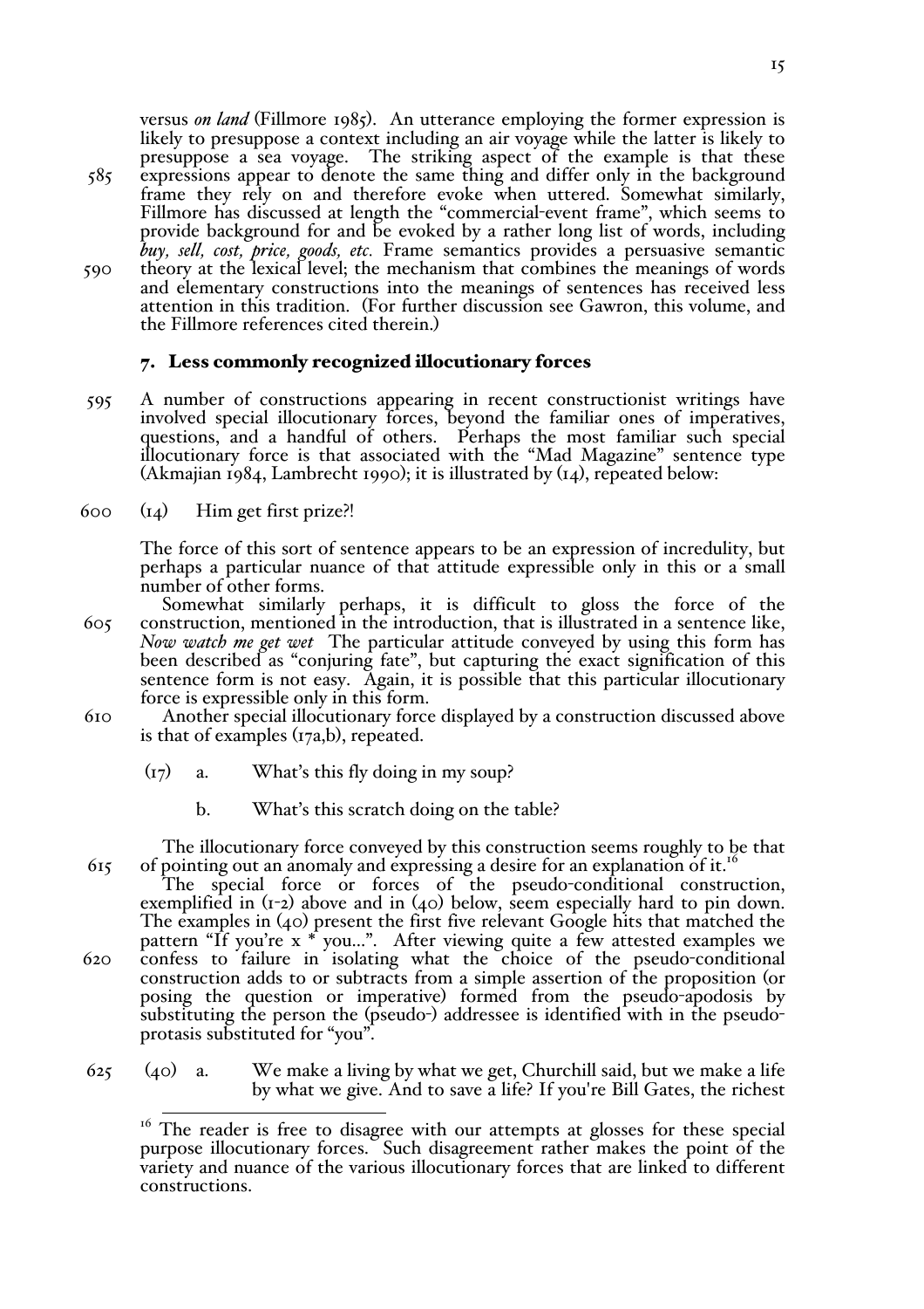versus *on land* (Fillmore 1985). An utterance employing the former expression is likely to presuppose a context including an air voyage while the latter is likely to presuppose a sea voyage. The striking aspect of the example is that these expressions appear to denote the same thing and differ only in the background frame they rely on and therefore evoke when uttered. Somewhat similarly, Fillmore has discussed at length the "commercial-event frame", which seems to provide background for and be evoked by a rather long list of words, including *buy, sell, cost, price, goods, etc.* Frame semantics provides a persuasive semantic theory at the lexical level; the mechanism that combines the meanings of words and elementary constructions into the meanings of sentences has received less attention in this tradition. (For further discussion see Gawron, this volume, and the Fillmore references cited therein.)

## 7. Less commonly recognized illocutionary forces

A number of constructions appearing in recent constructionist writings have involved special illocutionary forces, beyond the familiar ones of imperatives, questions, and a handful of others. Perhaps the most familiar such special illocutionary force is that associated with the "Mad Magazine" sentence type (Akmajian 1984, Lambrecht 1990); it is illustrated by (14), repeated below:

(14) Him get first prize?!

The force of this sort of sentence appears to be an expression of incredulity, but perhaps a particular nuance of that attitude expressible only in this or a small number of other forms.

Somewhat similarly perhaps, it is difficult to gloss the force of the construction, mentioned in the introduction, that is illustrated in a sentence like, *Now watch me get wet* The particular attitude conveyed by using this form has been described as "conjuring fate", but capturing the exact signification of this sentence form is not easy. Again, it is possible that this particular illocutionary force is expressible only in this form.

Another special illocutionary force displayed by a construction discussed above is that of examples (17a,b), repeated.

(17) a. What's this fly doing in my soup?

b. What's this scratch doing on the table?

The illocutionary force conveyed by this construction seems roughly to be that of pointing out an anomaly and expressing a desire for an explanation of it.[16]

The special force or forces of the pseudo-conditional construction, exemplified in (1-2) above and in (40) below, seem especially hard to pin down. The examples in (40) present the first five relevant Google hits that matched the pattern "If you're x * you...". After viewing quite a few attested examples we confess to failure in isolating what the choice of the pseudo-conditional construction adds to or subtracts from a simple assertion of the proposition (or posing the question or imperative) formed from the pseudo-apodosis by substituting the person the (pseudo-) addressee is identified with in the pseudo-protasis substituted for "you".

(40) a. We make a living by what we get, Churchill said, but we make a life by what we give. And to save a life? If you're Bill Gates, the richest

---

[16] The reader is free to disagree with our attempts at glosses for these special purpose illocutionary forces. Such disagreement rather makes the point of the variety and nuance of the various illocutionary forces that are linked to different constructions.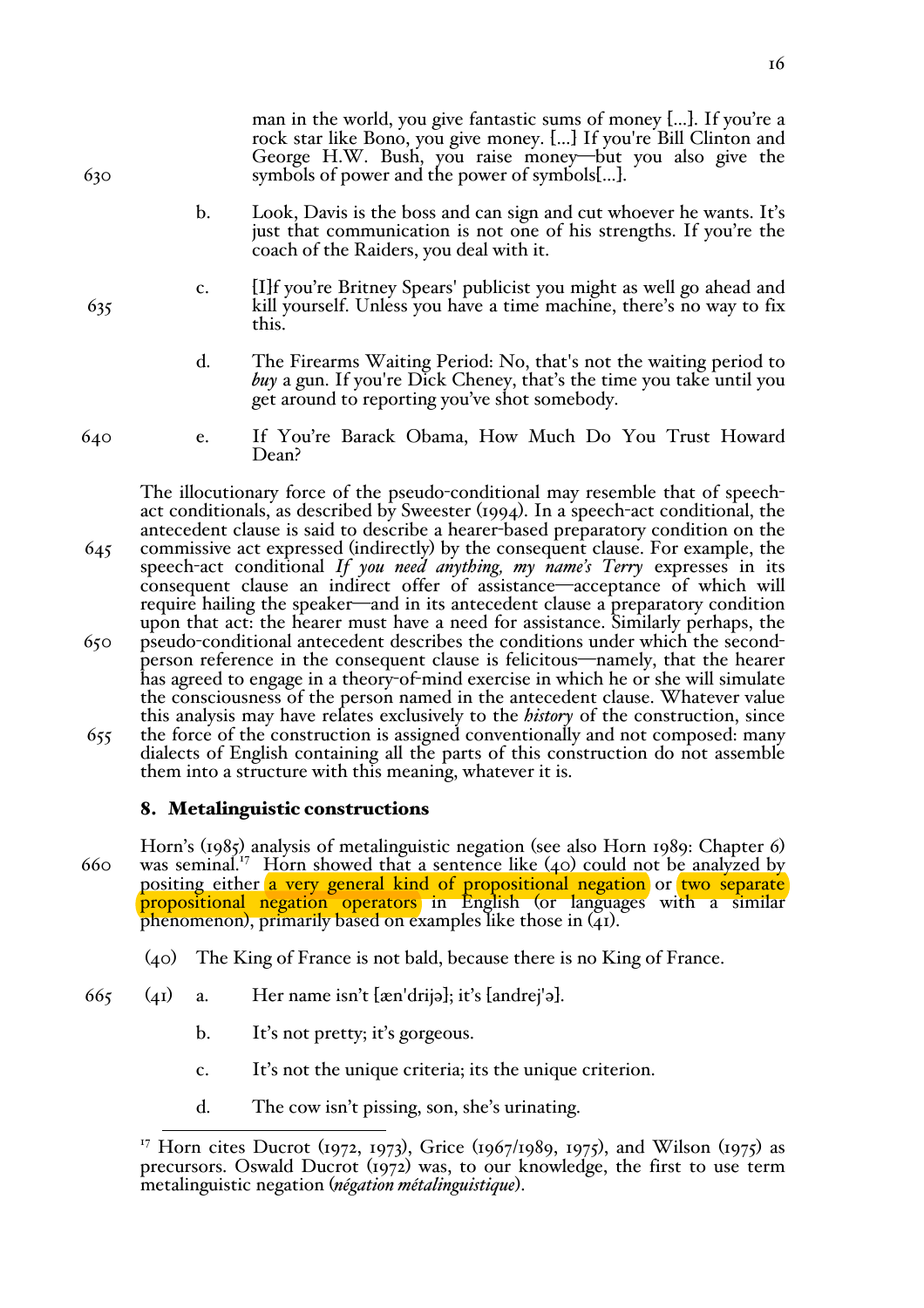man in the world, you give fantastic sums of money [...]. If you're a rock star like Bono, you give money. [...] If you're Bill Clinton and George H.W. Bush, you raise money—but you also give the symbols of power and the power of symbols[...].

b. Look, Davis is the boss and can sign and cut whoever he wants. It's just that communication is not one of his strengths. If you're the coach of the Raiders, you deal with it.

c. [I]f you're Britney Spears' publicist you might as well go ahead and kill yourself. Unless you have a time machine, there's no way to fix this.

d. The Firearms Waiting Period: No, that's not the waiting period to *buy* a gun. If you're Dick Cheney, that's the time you take until you get around to reporting you've shot somebody.

e. If You're Barack Obama, How Much Do You Trust Howard Dean?

The illocutionary force of the pseudo-conditional may resemble that of speech-act conditionals, as described by Sweester (1994). In a speech-act conditional, the antecedent clause is said to describe a hearer-based preparatory condition on the commissive act expressed (indirectly) by the consequent clause. For example, the speech-act conditional *If you need anything, my name's Terry* expresses in its consequent clause an indirect offer of assistance—acceptance of which will require hailing the speaker—and in its antecedent clause a preparatory condition upon that act: the hearer must have a need for assistance. Similarly perhaps, the pseudo-conditional antecedent describes the conditions under which the second-person reference in the consequent clause is felicitous—namely, that the hearer has agreed to engage in a theory-of-mind exercise in which he or she will simulate the consciousness of the person named in the antecedent clause. Whatever value this analysis may have relates exclusively to the ***history*** of the construction, since the force of the construction is assigned conventionally and not composed: many dialects of English containing all the parts of this construction do not assemble them into a structure with this meaning, whatever it is.

## 8. Metalinguistic constructions

Horn's (1985) analysis of metalinguistic negation (see also Horn 1989: Chapter 6) was seminal.[17] Horn showed that a sentence like (40) could not be analyzed by positing either a very general kind of propositional negation or two separate propositional negation operators in English (or languages with a similar phenomenon), primarily based on examples like those in (41).

(40) The King of France is not bald, because there is no King of France.

(41) a. Her name isn't [æn'drijə]; it's [andrej'ə].

b. It's not pretty; it's gorgeous.

c. It's not the unique criteria; its the unique criterion.

d. The cow isn't pissing, son, she's urinating.

[17] Horn cites Ducrot (1972, 1973), Grice (1967/1989, 1975), and Wilson (1975) as precursors. Oswald Ducrot (1972) was, to our knowledge, the first to use term metalinguistic negation (*négation métalinguistique*).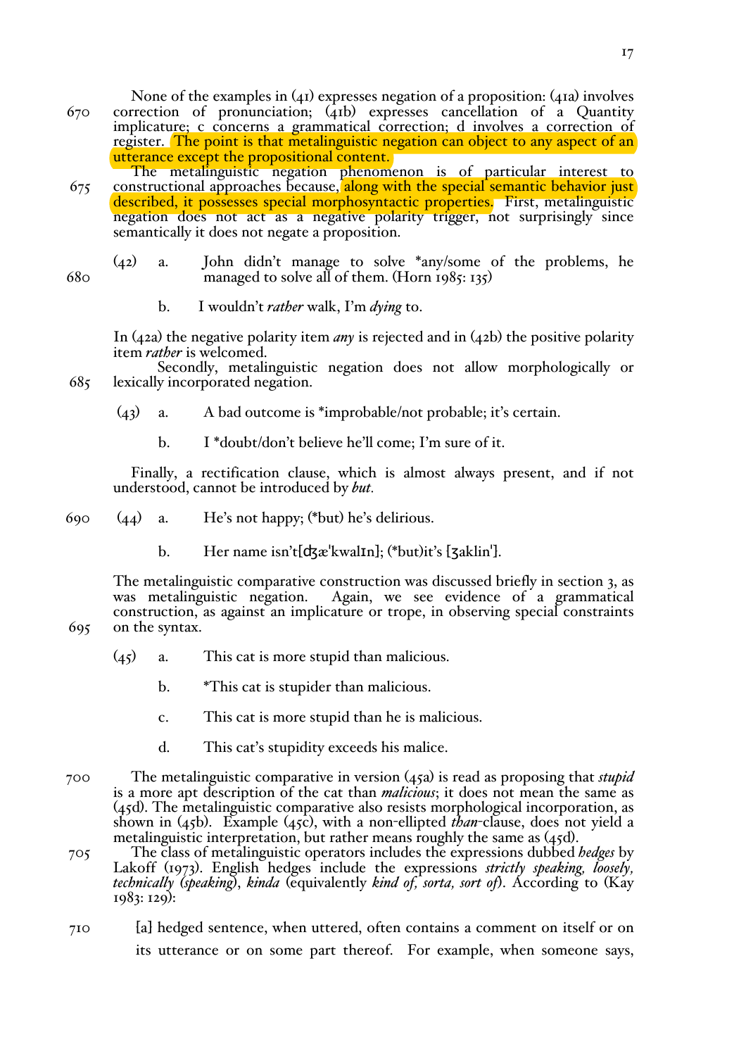None of the examples in (41) expresses negation of a proposition: (41a) involves correction of pronunciation; (41b) expresses cancellation of a Quantity implicature; c concerns a grammatical correction; d involves a correction of register. The point is that metalinguistic negation can object to any aspect of an utterance except the propositional content.

The metalinguistic negation phenomenon is of particular interest to constructional approaches because, along with the special semantic behavior just described, it possesses special morphosyntactic properties. First, metalinguistic negation does not act as a negative polarity trigger, not surprisingly since semantically it does not negate a proposition.

(42) a. John didn't manage to solve *any/some of the problems, he managed to solve all of them. (Horn 1985: 135)

b. I wouldn't *rather* walk, I'm *dying* to.

In (42a) the negative polarity item *any* is rejected and in (42b) the positive polarity item *rather* is welcomed.

Secondly, metalinguistic negation does not allow morphologically or lexically incorporated negation.

(43) a. A bad outcome is *improbable/not probable; it's certain.

b. I *doubt/don't believe he'll come; I'm sure of it.

Finally, a rectification clause, which is almost always present, and if not understood, cannot be introduced by *but*.

(44) a. He's not happy; (*but) he's delirious.

b. Her name isn't[ʤæˈkwalɪn]; (*but)it's [ʒaklinˈ].

The metalinguistic comparative construction was discussed briefly in section 3, as was metalinguistic negation. Again, we see evidence of a grammatical construction, as against an implicature or trope, in observing special constraints on the syntax.

(45) a. This cat is more stupid than malicious.

b. *This cat is stupider than malicious.

c. This cat is more stupid than he is malicious.

d. This cat's stupidity exceeds his malice.

The metalinguistic comparative in version (45a) is read as proposing that *stupid* is a more apt description of the cat than *malicious*; it does not mean the same as (45d). The metalinguistic comparative also resists morphological incorporation, as shown in (45b). Example (45c), with a non-ellipted *than*-clause, does not yield a metalinguistic interpretation, but rather means roughly the same as (45d).

The class of metalinguistic operators includes the expressions dubbed *hedges* by Lakoff (1973). English hedges include the expressions *strictly speaking, loosely, technically (speaking)*, *kinda* (equivalently *kind of, sorta, sort of*). According to (Kay 1983: 129):

> [a] hedged sentence, when uttered, often contains a comment on itself or on its utterance or on some part thereof. For example, when someone says,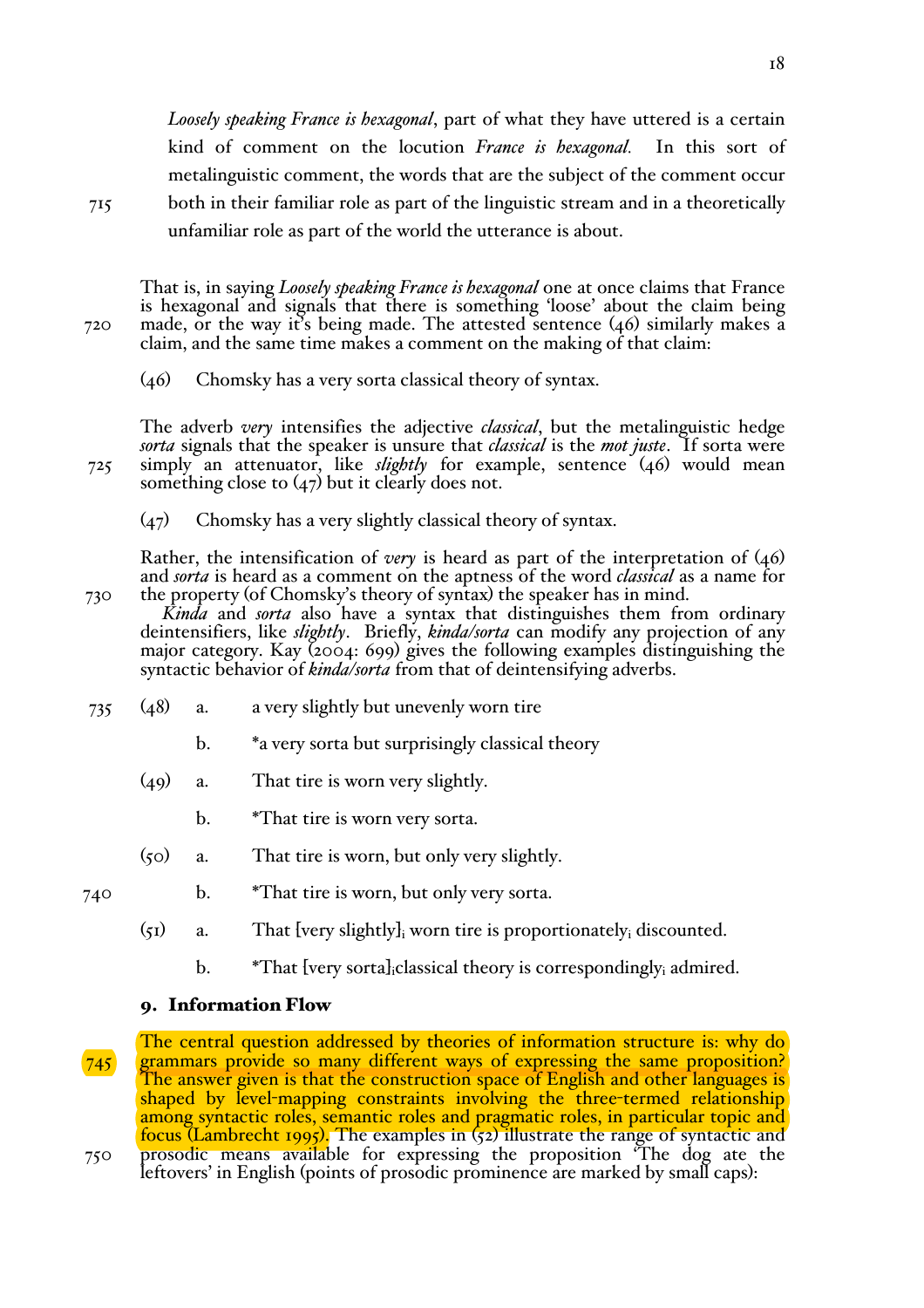*Loosely speaking France is hexagonal*, part of what they have uttered is a certain kind of comment on the locution *France is hexagonal.* In this sort of metalinguistic comment, the words that are the subject of the comment occur both in their familiar role as part of the linguistic stream and in a theoretically unfamiliar role as part of the world the utterance is about.

That is, in saying *Loosely speaking France is hexagonal* one at once claims that France is hexagonal and signals that there is something 'loose' about the claim being made, or the way it's being made. The attested sentence (46) similarly makes a claim, and the same time makes a comment on the making of that claim:

(46) Chomsky has a very sorta classical theory of syntax.

The adverb *very* intensifies the adjective *classical*, but the metalinguistic hedge *sorta* signals that the speaker is unsure that *classical* is the *mot juste*. If sorta were simply an attenuator, like *slightly* for example, sentence (46) would mean something close to (47) but it clearly does not.

(47) Chomsky has a very slightly classical theory of syntax.

Rather, the intensification of *very* is heard as part of the interpretation of (46) and *sorta* is heard as a comment on the aptness of the word *classical* as a name for the property (of Chomsky's theory of syntax) the speaker has in mind.

*Kinda* and *sorta* also have a syntax that distinguishes them from ordinary deintensifiers, like *slightly*. Briefly, *kinda/sorta* can modify any projection of any major category. Kay (2004: 699) gives the following examples distinguishing the syntactic behavior of *kinda/sorta* from that of deintensifying adverbs.

(48) a. a very slightly but unevenly worn tire

b. *a very sorta but surprisingly classical theory

(49) a. That tire is worn very slightly.

b. *That tire is worn very sorta.

(50) a. That tire is worn, but only very slightly.

b. *That tire is worn, but only very sorta.

(51) a. That [very slightly]$_i$ worn tire is proportionately$_i$ discounted.

b. *That [very sorta]$_i$classical theory is correspondingly$_i$ admired.

## 9. Information Flow

The central question addressed by theories of information structure is: why do grammars provide so many different ways of expressing the same proposition? The answer given is that the construction space of English and other languages is shaped by level-mapping constraints involving the three-termed relationship among syntactic roles, semantic roles and pragmatic roles, in particular topic and focus (Lambrecht 1995). The examples in (52) illustrate the range of syntactic and prosodic means available for expressing the proposition 'The dog ate the leftovers' in English (points of prosodic prominence are marked by small caps):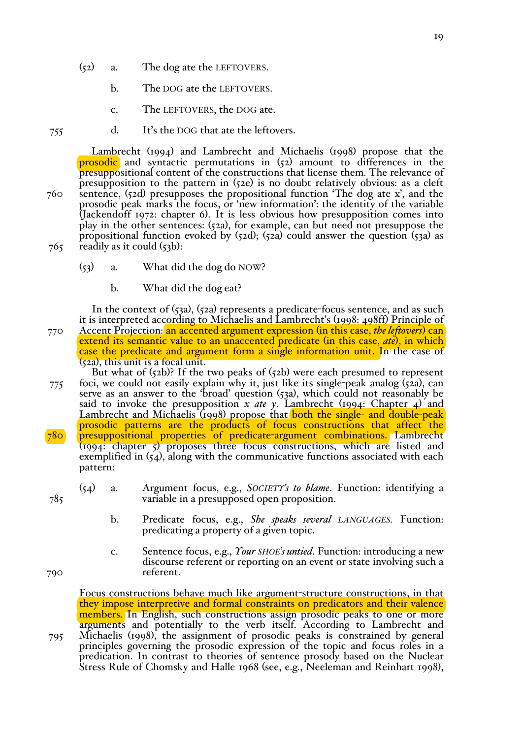(52) a. The dog ate the LEFTOVERS.

b. The DOG ate the LEFTOVERS.

c. The LEFTOVERS, the DOG ate.

d. It's the DOG that ate the leftovers.

Lambrecht (1994) and Lambrecht and Michaelis (1998) propose that the prosodic and syntactic permutations in (52) amount to differences in the presuppositional content of the constructions that license them. The relevance of presupposition to the pattern in (52e) is no doubt relatively obvious: as a cleft sentence, (52d) presupposes the propositional function 'The dog ate x', and the prosodic peak marks the focus, or 'new information': the identity of the variable (Jackendoff 1972: chapter 6). It is less obvious how presupposition comes into play in the other sentences: (52a), for example, can but need not presuppose the propositional function evoked by (52d); (52a) could answer the question (53a) as readily as it could (53b):

(53) a. What did the dog do NOW?

b. What did the dog eat?

In the context of (53a), (52a) represents a predicate-focus sentence, and as such it is interpreted according to Michaelis and Lambrecht's (1998: 498ff) Principle of Accent Projection: an accented argument expression (in this case, *the leftovers*) can extend its semantic value to an unaccented predicate (in this case, *ate*), in which case the predicate and argument form a single information unit. In the case of (52a), this unit is a focal unit.

But what of (52b)? If the two peaks of (52b) were each presumed to represent foci, we could not easily explain why it, just like its single-peak analog (52a), can serve as an answer to the 'broad' question (53a), which could not reasonably be said to invoke the presupposition *x ate y*. Lambrecht (1994: Chapter 4) and Lambrecht and Michaelis (1998) propose that both the single- and double-peak prosodic patterns are the products of focus constructions that affect the presuppositional properties of predicate-argument combinations. Lambrecht (1994: chapter 5) proposes three focus constructions, which are listed and exemplified in (54), along with the communicative functions associated with each pattern:

(54) a. Argument focus, e.g., *SOCIETY's to blame*. Function: identifying a variable in a presupposed open proposition.

b. Predicate focus, e.g., *She speaks several LANGUAGES.* Function: predicating a property of a given topic.

c. Sentence focus, e.g., *Your SHOE's untied*. Function: introducing a new discourse referent or reporting on an event or state involving such a referent.

Focus constructions behave much like argument-structure constructions, in that they impose interpretive and formal constraints on predicators and their valence members. In English, such constructions assign prosodic peaks to one or more arguments and potentially to the verb itself. According to Lambrecht and Michaelis (1998), the assignment of prosodic peaks is constrained by general principles governing the prosodic expression of the topic and focus roles in a predication. In contrast to theories of sentence prosody based on the Nuclear Stress Rule of Chomsky and Halle 1968 (see, e.g., Neeleman and Reinhart 1998),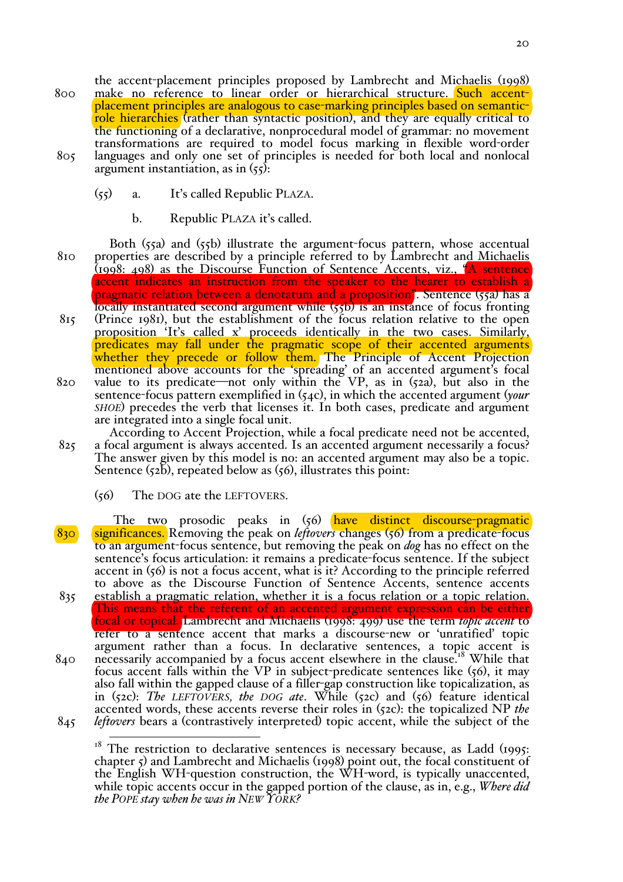the accent-placement principles proposed by Lambrecht and Michaelis (1998) make no reference to linear order or hierarchical structure. Such accent-placement principles are analogous to case-marking principles based on semantic-role hierarchies (rather than syntactic position), and they are equally critical to the functioning of a declarative, nonprocedural model of grammar: no movement transformations are required to model focus marking in flexible word-order languages and only one set of principles is needed for both local and nonlocal argument instantiation, as in (55):

(55) a. It's called Republic PLAZA.

b. Republic PLAZA it's called.

Both (55a) and (55b) illustrate the argument-focus pattern, whose accentual properties are described by a principle referred to by Lambrecht and Michaelis (1998: 498) as the Discourse Function of Sentence Accents, viz., "A sentence accent indicates an instruction from the speaker to the hearer to establish a pragmatic relation between a denotatum and a proposition". Sentence (55a) has a locally instantiated second argument while (55b) is an instance of focus fronting (Prince 1981), but the establishment of the focus relation relative to the open proposition 'It's called x' proceeds identically in the two cases. Similarly, predicates may fall under the pragmatic scope of their accented arguments whether they precede or follow them. The Principle of Accent Projection mentioned above accounts for the 'spreading' of an accented argument's focal value to its predicate—not only within the VP, as in (52a), but also in the sentence-focus pattern exemplified in (54c), in which the accented argument (*your SHOE*) precedes the verb that licenses it. In both cases, predicate and argument are integrated into a single focal unit.

According to Accent Projection, while a focal predicate need not be accented, a focal argument is always accented. Is an accented argument necessarily a focus? The answer given by this model is no: an accented argument may also be a topic. Sentence (52b), repeated below as (56), illustrates this point:

(56) The DOG ate the LEFTOVERS.

The two prosodic peaks in (56) have distinct discourse-pragmatic significances. Removing the peak on *leftovers* changes (56) from a predicate-focus to an argument-focus sentence, but removing the peak on *dog* has no effect on the sentence's focus articulation: it remains a predicate-focus sentence. If the subject accent in (56) is not a focus accent, what is it? According to the principle referred to above as the Discourse Function of Sentence Accents, sentence accents establish a pragmatic relation, whether it is a focus relation or a topic relation. This means that the referent of an accented argument expression can be either focal or topical. Lambrecht and Michaelis (1998: 499) use the term *topic accent* to refer to a sentence accent that marks a discourse-new or 'unratified' topic argument rather than a focus. In declarative sentences, a topic accent is necessarily accompanied by a focus accent elsewhere in the clause.[18] While that focus accent falls within the VP in subject-predicate sentences like (56), it may also fall within the gapped clause of a filler-gap construction like topicalization, as in (52c): *The LEFTOVERS, the DOG ate*. While (52c) and (56) feature identical accented words, these accents reverse their roles in (52c): the topicalized NP *the leftovers* bears a (contrastively interpreted) topic accent, while the subject of the

[18] The restriction to declarative sentences is necessary because, as Ladd (1995: chapter 5) and Lambrecht and Michaelis (1998) point out, the focal constituent of the English WH-question construction, the WH-word, is typically unaccented, while topic accents occur in the gapped portion of the clause, as in, e.g., *Where did the POPE stay when he was in NEW YORK?*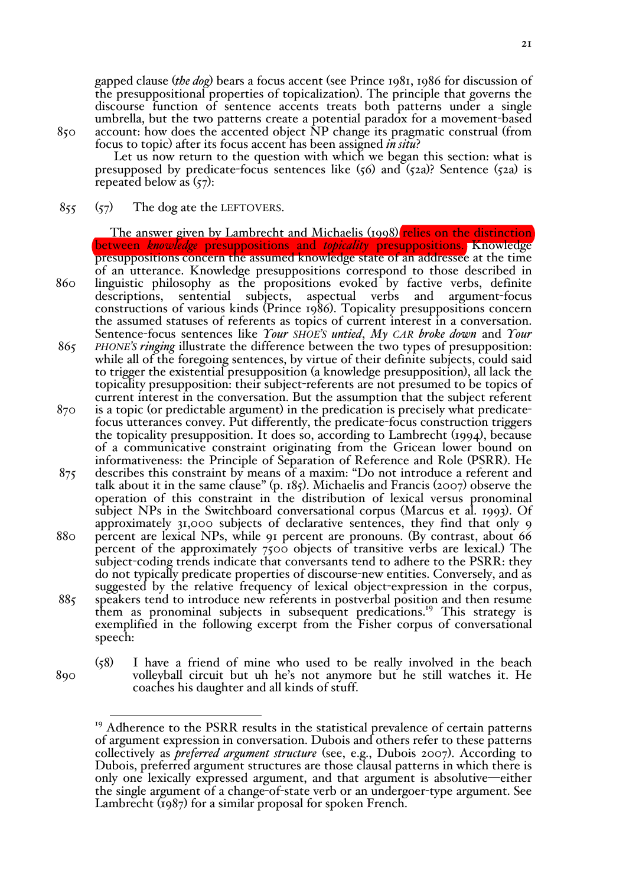gapped clause (*the dog*) bears a focus accent (see Prince 1981, 1986 for discussion of the presuppositional properties of topicalization). The principle that governs the discourse function of sentence accents treats both patterns under a single umbrella, but the two patterns create a potential paradox for a movement-based account: how does the accented object NP change its pragmatic construal (from focus to topic) after its focus accent has been assigned *in situ*?

Let us now return to the question with which we began this section: what is presupposed by predicate-focus sentences like (56) and (52a)? Sentence (52a) is repeated below as (57):

(57) The dog ate the LEFTOVERS.

The answer given by Lambrecht and Michaelis (1998) relies on the distinction between *knowledge* presuppositions and *topicality* presuppositions. Knowledge presuppositions concern the assumed knowledge state of an addressee at the time of an utterance. Knowledge presuppositions correspond to those described in linguistic philosophy as the propositions evoked by factive verbs, definite descriptions, sentential subjects, aspectual verbs and argument-focus constructions of various kinds (Prince 1986). Topicality presuppositions concern the assumed statuses of referents as topics of current interest in a conversation. Sentence-focus sentences like *Your* SHOE'S *untied*, *My* CAR *broke down* and *Your* PHONE'S *ringing* illustrate the difference between the two types of presupposition: while all of the foregoing sentences, by virtue of their definite subjects, could said to trigger the existential presupposition (a knowledge presupposition), all lack the topicality presupposition: their subject-referents are not presumed to be topics of current interest in the conversation. But the assumption that the subject referent is a topic (or predictable argument) in the predication is precisely what predicate-focus utterances convey. Put differently, the predicate-focus construction triggers the topicality presupposition. It does so, according to Lambrecht (1994), because of a communicative constraint originating from the Gricean lower bound on informativeness: the Principle of Separation of Reference and Role (PSRR). He describes this constraint by means of a maxim: "Do not introduce a referent and talk about it in the same clause" (p. 185). Michaelis and Francis (2007) observe the operation of this constraint in the distribution of lexical versus pronominal subject NPs in the Switchboard conversational corpus (Marcus et al. 1993). Of approximately 31,000 subjects of declarative sentences, they find that only 9 percent are lexical NPs, while 91 percent are pronouns. (By contrast, about 66 percent of the approximately 7500 objects of transitive verbs are lexical.) The subject-coding trends indicate that conversants tend to adhere to the PSRR: they do not typically predicate properties of discourse-new entities. Conversely, and as suggested by the relative frequency of lexical object-expression in the corpus, speakers tend to introduce new referents in postverbal position and then resume them as pronominal subjects in subsequent predications.[19] This strategy is exemplified in the following excerpt from the Fisher corpus of conversational speech:

(58) I have a friend of mine who used to be really involved in the beach volleyball circuit but uh he's not anymore but he still watches it. He coaches his daughter and all kinds of stuff.

---

[19] Adherence to the PSRR results in the statistical prevalence of certain patterns of argument expression in conversation. Dubois and others refer to these patterns collectively as *preferred argument structure* (see, e.g., Dubois 2007). According to Dubois, preferred argument structures are those clausal patterns in which there is only one lexically expressed argument, and that argument is absolutive—either the single argument of a change-of-state verb or an undergoer-type argument. See Lambrecht (1987) for a similar proposal for spoken French.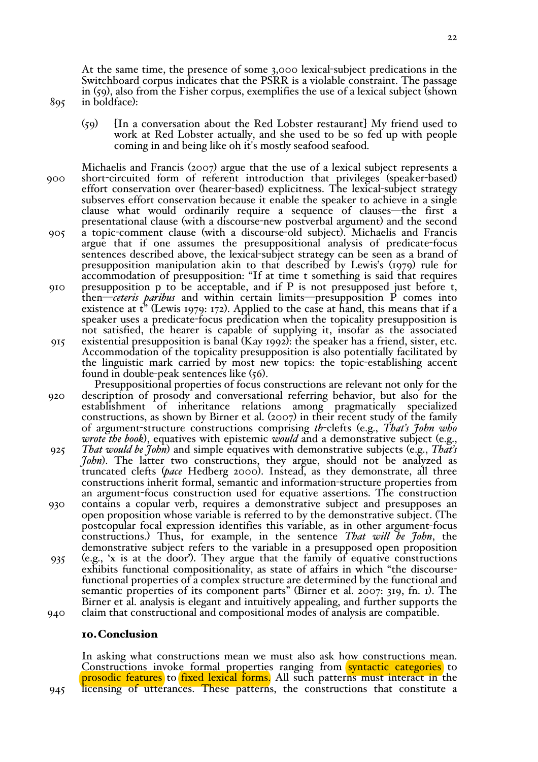At the same time, the presence of some 3,000 lexical-subject predications in the Switchboard corpus indicates that the PSRR is a violable constraint. The passage in (59), also from the Fisher corpus, exemplifies the use of a lexical subject (shown in boldface):

(59) [In a conversation about the Red Lobster restaurant] My friend used to work at Red Lobster actually, and she used to be so fed up with people coming in and being like oh it's mostly seafood seafood.

Michaelis and Francis (2007) argue that the use of a lexical subject represents a short-circuited form of referent introduction that privileges (speaker-based) effort conservation over (hearer-based) explicitness. The lexical-subject strategy subserves effort conservation because it enable the speaker to achieve in a single clause what would ordinarily require a sequence of clauses—the first a presentational clause (with a discourse-new postverbal argument) and the second a topic-comment clause (with a discourse-old subject). Michaelis and Francis argue that if one assumes the presuppositional analysis of predicate-focus sentences described above, the lexical-subject strategy can be seen as a brand of presupposition manipulation akin to that described by Lewis's (1979) rule for accommodation of presupposition: "If at time t something is said that requires presupposition p to be acceptable, and if P is not presupposed just before t, then—*ceteris paribus* and within certain limits—presupposition P comes into existence at t" (Lewis 1979: 172). Applied to the case at hand, this means that if a speaker uses a predicate-focus predication when the topicality presupposition is not satisfied, the hearer is capable of supplying it, insofar as the associated existential presupposition is banal (Kay 1992): the speaker has a friend, sister, etc. Accommodation of the topicality presupposition is also potentially facilitated by the linguistic mark carried by most new topics: the topic-establishing accent found in double-peak sentences like (56).

Presuppositional properties of focus constructions are relevant not only for the description of prosody and conversational referring behavior, but also for the establishment of inheritance relations among pragmatically specialized constructions, as shown by Birner et al. (2007) in their recent study of the family of argument-structure constructions comprising *th*-clefts (e.g., *That's John who wrote the book*), equatives with epistemic *would* and a demonstrative subject (e.g., *That would be John*) and simple equatives with demonstrative subjects (e.g., *That's John*). The latter two constructions, they argue, should not be analyzed as truncated clefts (*pace* Hedberg 2000). Instead, as they demonstrate, all three constructions inherit formal, semantic and information-structure properties from an argument-focus construction used for equative assertions. The construction contains a copular verb, requires a demonstrative subject and presupposes an open proposition whose variable is referred to by the demonstrative subject. (The postcopular focal expression identifies this variable, as in other argument-focus constructions.) Thus, for example, in the sentence *That will be John*, the demonstrative subject refers to the variable in a presupposed open proposition (e.g., 'x is at the door'). They argue that the family of equative constructions exhibits functional compositionality, as state of affairs in which "the discourse-functional properties of a complex structure are determined by the functional and semantic properties of its component parts" (Birner et al. 2007: 319, fn. 1). The Birner et al. analysis is elegant and intuitively appealing, and further supports the claim that constructional and compositional modes of analysis are compatible.

## 10. Conclusion

In asking what constructions mean we must also ask how constructions mean. Constructions invoke formal properties ranging from syntactic categories to prosodic features to fixed lexical forms. All such patterns must interact in the licensing of utterances. These patterns, the constructions that constitute a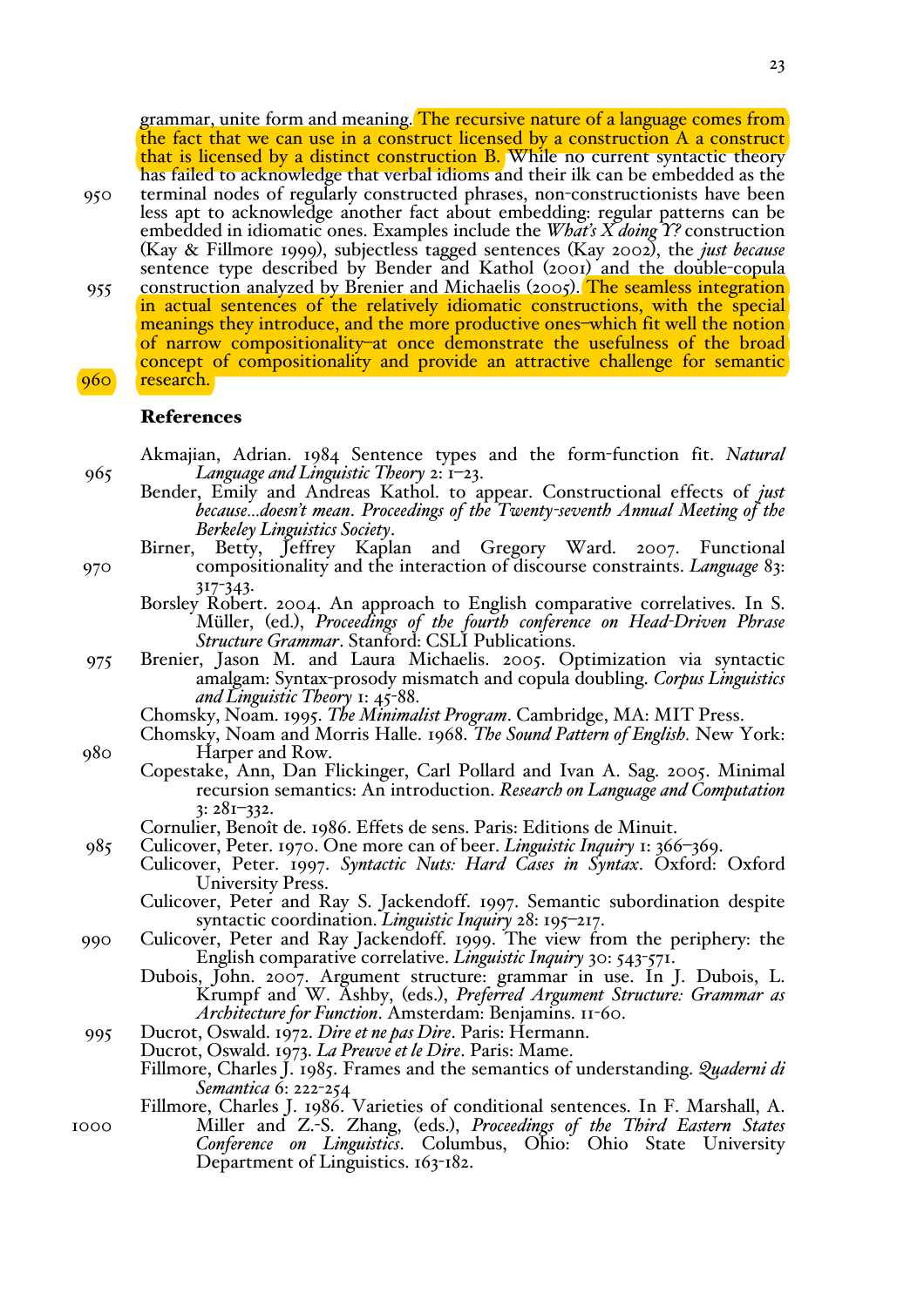grammar, unite form and meaning. The recursive nature of a language comes from the fact that we can use in a construct licensed by a construction A a construct that is licensed by a distinct construction B. While no current syntactic theory has failed to acknowledge that verbal idioms and their ilk can be embedded as the terminal nodes of regularly constructed phrases, non-constructionists have been less apt to acknowledge another fact about embedding: regular patterns can be embedded in idiomatic ones. Examples include the *What's X doing Y?* construction (Kay & Fillmore 1999), subjectless tagged sentences (Kay 2002), the *just because* sentence type described by Bender and Kathol (2001) and the double-copula construction analyzed by Brenier and Michaelis (2005). The seamless integration in actual sentences of the relatively idiomatic constructions, with the special meanings they introduce, and the more productive ones—which fit well the notion of narrow compositionality—at once demonstrate the usefulness of the broad concept of compositionality and provide an attractive challenge for semantic research.

## References

Akmajian, Adrian. 1984 Sentence types and the form-function fit. *Natural Language and Linguistic Theory* 2: 1–23.

Bender, Emily and Andreas Kathol. to appear. Constructional effects of *just because...doesn't mean*. *Proceedings of the Twenty-seventh Annual Meeting of the Berkeley Linguistics Society*.

Birner, Betty, Jeffrey Kaplan and Gregory Ward. 2007. Functional compositionality and the interaction of discourse constraints. *Language* 83: 317-343.

Borsley Robert. 2004. An approach to English comparative correlatives. In S. Müller, (ed.), *Proceedings of the fourth conference on Head-Driven Phrase Structure Grammar*. Stanford: CSLI Publications.

Brenier, Jason M. and Laura Michaelis. 2005. Optimization via syntactic amalgam: Syntax-prosody mismatch and copula doubling. *Corpus Linguistics and Linguistic Theory* 1: 45-88.

Chomsky, Noam. 1995. *The Minimalist Program*. Cambridge, MA: MIT Press.

Chomsky, Noam and Morris Halle. 1968. *The Sound Pattern of English.* New York: Harper and Row.

Copestake, Ann, Dan Flickinger, Carl Pollard and Ivan A. Sag. 2005. Minimal recursion semantics: An introduction. *Research on Language and Computation* 3: 281–332.

Cornulier, Benoît de. 1986. Effets de sens. Paris: Editions de Minuit.

Culicover, Peter. 1970. One more can of beer. *Linguistic Inquiry* 1: 366–369.

Culicover, Peter. 1997. *Syntactic Nuts: Hard Cases in Syntax*. Oxford: Oxford University Press.

Culicover, Peter and Ray S. Jackendoff. 1997. Semantic subordination despite syntactic coordination. *Linguistic Inquiry* 28: 195–217.

Culicover, Peter and Ray Jackendoff. 1999. The view from the periphery: the English comparative correlative. *Linguistic Inquiry* 30: 543-571.

Dubois, John. 2007. Argument structure: grammar in use. In J. Dubois, L. Krumpf and W. Ashby, (eds.), *Preferred Argument Structure: Grammar as Architecture for Function*. Amsterdam: Benjamins. 11-60.

Ducrot, Oswald. 1972. *Dire et ne pas Dire*. Paris: Hermann.

Ducrot, Oswald. 1973. *La Preuve et le Dire*. Paris: Mame.

Fillmore, Charles J. 1985. Frames and the semantics of understanding. *Quaderni di Semantica* 6: 222-254

Fillmore, Charles J. 1986. Varieties of conditional sentences. In F. Marshall, A. Miller and Z.-S. Zhang, (eds.), *Proceedings of the Third Eastern States Conference on Linguistics*. Columbus, Ohio: Ohio State University Department of Linguistics. 163-182.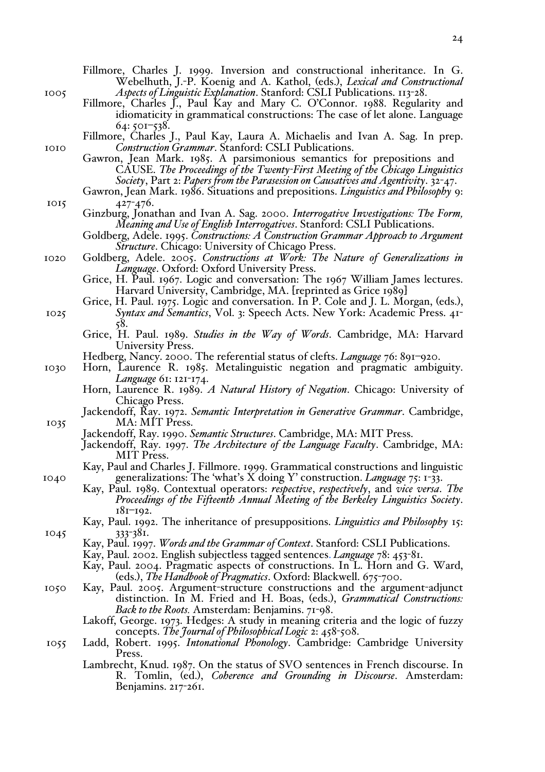Fillmore, Charles J. 1999. Inversion and constructional inheritance. In G. Webelhuth, J.-P. Koenig and A. Kathol, (eds.), *Lexical and Constructional Aspects of Linguistic Explanation*. Stanford: CSLI Publications. 113-28.

Fillmore, Charles J., Paul Kay and Mary C. O'Connor. 1988. Regularity and idiomaticity in grammatical constructions: The case of let alone. Language 64: 501–538.

Fillmore, Charles J., Paul Kay, Laura A. Michaelis and Ivan A. Sag. In prep. *Construction Grammar*. Stanford: CSLI Publications.

Gawron, Jean Mark. 1985. A parsimonious semantics for prepositions and CAUSE. *The Proceedings of the Twenty-First Meeting of the Chicago Linguistics Society*, Part 2: *Papers from the Parasession on Causatives and Agentivity*. 32-47.

Gawron, Jean Mark. 1986. Situations and prepositions. *Linguistics and Philosophy* 9: 427-476.

Ginzburg, Jonathan and Ivan A. Sag. 2000. *Interrogative Investigations: The Form, Meaning and Use of English Interrogatives*. Stanford: CSLI Publications.

Goldberg, Adele. 1995. *Constructions: A Construction Grammar Approach to Argument Structure*. Chicago: University of Chicago Press.

Goldberg, Adele. 2005. *Constructions at Work: The Nature of Generalizations in Language*. Oxford: Oxford University Press.

Grice, H. Paul. 1967. Logic and conversation: The 1967 William James lectures. Harvard University, Cambridge, MA. [reprinted as Grice 1989]

Grice, H. Paul. 1975. Logic and conversation. In P. Cole and J. L. Morgan, (eds.), *Syntax and Semantics*, Vol. 3: Speech Acts. New York: Academic Press. 41-58.

Grice, H. Paul. 1989. *Studies in the Way of Words*. Cambridge, MA: Harvard University Press.

Hedberg, Nancy. 2000. The referential status of clefts. *Language* 76: 891–920.

Horn, Laurence R. 1985. Metalinguistic negation and pragmatic ambiguity. *Language* 61: 121-174.

Horn, Laurence R. 1989. *A Natural History of Negation*. Chicago: University of Chicago Press.

Jackendoff, Ray. 1972. *Semantic Interpretation in Generative Grammar*. Cambridge, MA: MIT Press.

Jackendoff, Ray. 1990. *Semantic Structures*. Cambridge, MA: MIT Press.

Jackendoff, Ray. 1997. *The Architecture of the Language Faculty*. Cambridge, MA: MIT Press.

Kay, Paul and Charles J. Fillmore. 1999. Grammatical constructions and linguistic generalizations: The 'what's X doing Y' construction. *Language* 75: 1-33.

Kay, Paul. 1989. Contextual operators: *respective*, *respectively*, and *vice versa*. *The Proceedings of the Fifteenth Annual Meeting of the Berkeley Linguistics Society*. 181–192.

Kay, Paul. 1992. The inheritance of presuppositions. *Linguistics and Philosophy* 15: 333-381.

Kay, Paul. 1997. *Words and the Grammar of Context*. Stanford: CSLI Publications.

Kay, Paul. 2002. English subjectless tagged sentences. *Language* 78: 453-81.

Kay, Paul. 2004. Pragmatic aspects of constructions. In L. Horn and G. Ward, (eds.), *The Handbook of Pragmatics*. Oxford: Blackwell. 675-700.

Kay, Paul. 2005. Argument-structure constructions and the argument-adjunct distinction. In M. Fried and H. Boas, (eds.), *Grammatical Constructions: Back to the Roots.* Amsterdam: Benjamins. 71-98.

Lakoff, George. 1973. Hedges: A study in meaning criteria and the logic of fuzzy concepts. *The Journal of Philosophical Logic* 2: 458-508.

Ladd, Robert. 1995. *Intonational Phonology*. Cambridge: Cambridge University Press.

Lambrecht, Knud. 1987. On the status of SVO sentences in French discourse. In R. Tomlin, (ed.), *Coherence and Grounding in Discourse*. Amsterdam: Benjamins. 217-261.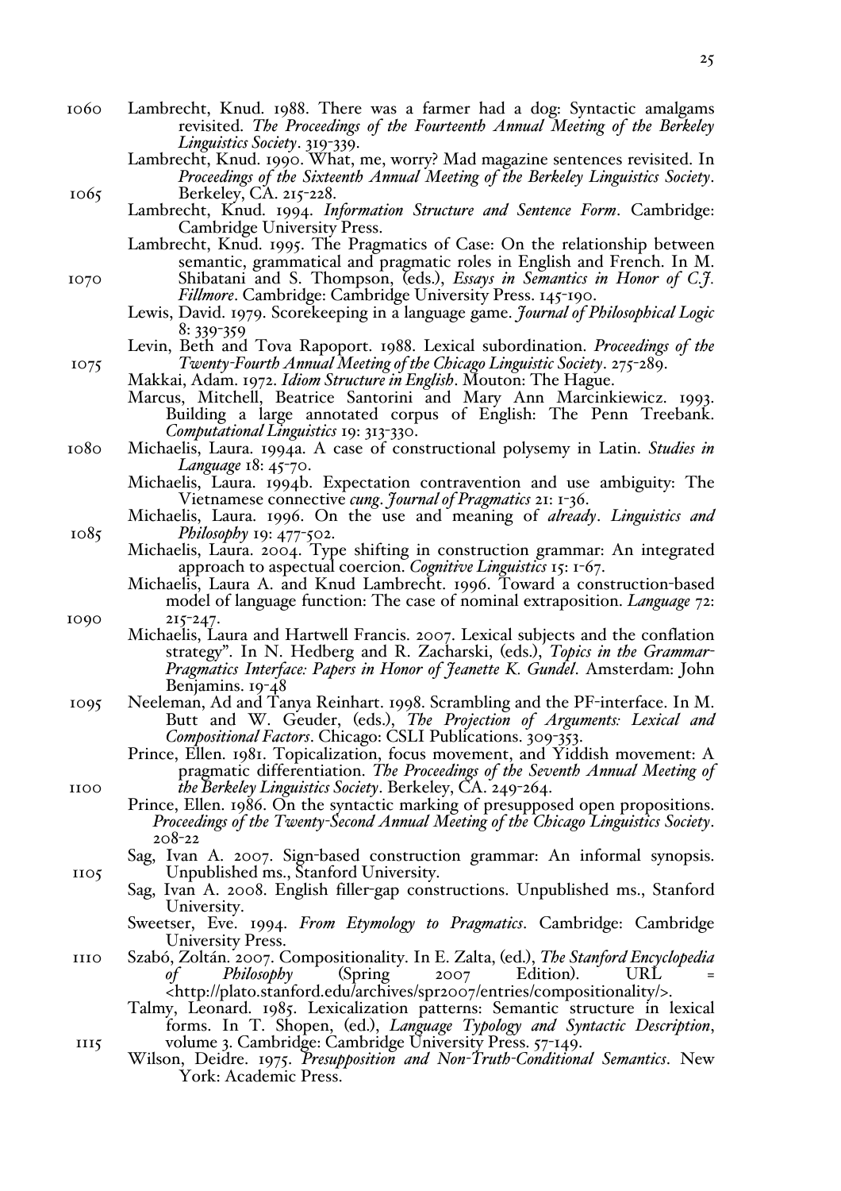Lambrecht, Knud. 1988. There was a farmer had a dog: Syntactic amalgams revisited. *The Proceedings of the Fourteenth Annual Meeting of the Berkeley Linguistics Society*. 319-339.

Lambrecht, Knud. 1990. What, me, worry? Mad magazine sentences revisited. In *Proceedings of the Sixteenth Annual Meeting of the Berkeley Linguistics Society*. Berkeley, CA. 215-228.

Lambrecht, Knud. 1994. *Information Structure and Sentence Form*. Cambridge: Cambridge University Press.

Lambrecht, Knud. 1995. The Pragmatics of Case: On the relationship between semantic, grammatical and pragmatic roles in English and French. In M. Shibatani and S. Thompson, (eds.), *Essays in Semantics in Honor of C.J. Fillmore*. Cambridge: Cambridge University Press. 145-190.

Lewis, David. 1979. Scorekeeping in a language game. *Journal of Philosophical Logic* 8: 339-359

Levin, Beth and Tova Rapoport. 1988. Lexical subordination. *Proceedings of the Twenty-Fourth Annual Meeting of the Chicago Linguistic Society*. 275-289.

Makkai, Adam. 1972. *Idiom Structure in English*. Mouton: The Hague.

Marcus, Mitchell, Beatrice Santorini and Mary Ann Marcinkiewicz. 1993. Building a large annotated corpus of English: The Penn Treebank. *Computational Linguistics* 19: 313-330.

Michaelis, Laura. 1994a. A case of constructional polysemy in Latin. *Studies in Language* 18: 45-70.

Michaelis, Laura. 1994b. Expectation contravention and use ambiguity: The Vietnamese connective *cung*. *Journal of Pragmatics* 21: 1-36.

Michaelis, Laura. 1996. On the use and meaning of *already*. *Linguistics and Philosophy* 19: 477-502.

Michaelis, Laura. 2004. Type shifting in construction grammar: An integrated approach to aspectual coercion. *Cognitive Linguistics* 15: 1-67.

Michaelis, Laura A. and Knud Lambrecht. 1996. Toward a construction-based model of language function: The case of nominal extraposition. *Language* 72: 215-247.

Michaelis, Laura and Hartwell Francis. 2007. Lexical subjects and the conflation strategy". In N. Hedberg and R. Zacharski, (eds.), *Topics in the Grammar-Pragmatics Interface: Papers in Honor of Jeanette K. Gundel*. Amsterdam: John Benjamins. 19-48

Neeleman, Ad and Tanya Reinhart. 1998. Scrambling and the PF-interface. In M. Butt and W. Geuder, (eds.), *The Projection of Arguments: Lexical and Compositional Factors*. Chicago: CSLI Publications. 309-353.

Prince, Ellen. 1981. Topicalization, focus movement, and Yiddish movement: A pragmatic differentiation. *The Proceedings of the Seventh Annual Meeting of the Berkeley Linguistics Society*. Berkeley, CA. 249-264.

Prince, Ellen. 1986. On the syntactic marking of presupposed open propositions. *Proceedings of the Twenty-Second Annual Meeting of the Chicago Linguistics Society*. 208-22

Sag, Ivan A. 2007. Sign-based construction grammar: An informal synopsis. Unpublished ms., Stanford University.

Sag, Ivan A. 2008. English filler-gap constructions. Unpublished ms., Stanford University.

Sweetser, Eve. 1994. *From Etymology to Pragmatics*. Cambridge: Cambridge University Press.

Szabó, Zoltán. 2007. Compositionality. In E. Zalta, (ed.), *The Stanford Encyclopedia of Philosophy* (Spring 2007 Edition). URL = <http://plato.stanford.edu/archives/spr2007/entries/compositionality/>.

Talmy, Leonard. 1985. Lexicalization patterns: Semantic structure in lexical forms. In T. Shopen, (ed.), *Language Typology and Syntactic Description*, volume 3. Cambridge: Cambridge University Press. 57-149.

Wilson, Deidre. 1975. *Presupposition and Non-Truth-Conditional Semantics*. New York: Academic Press.